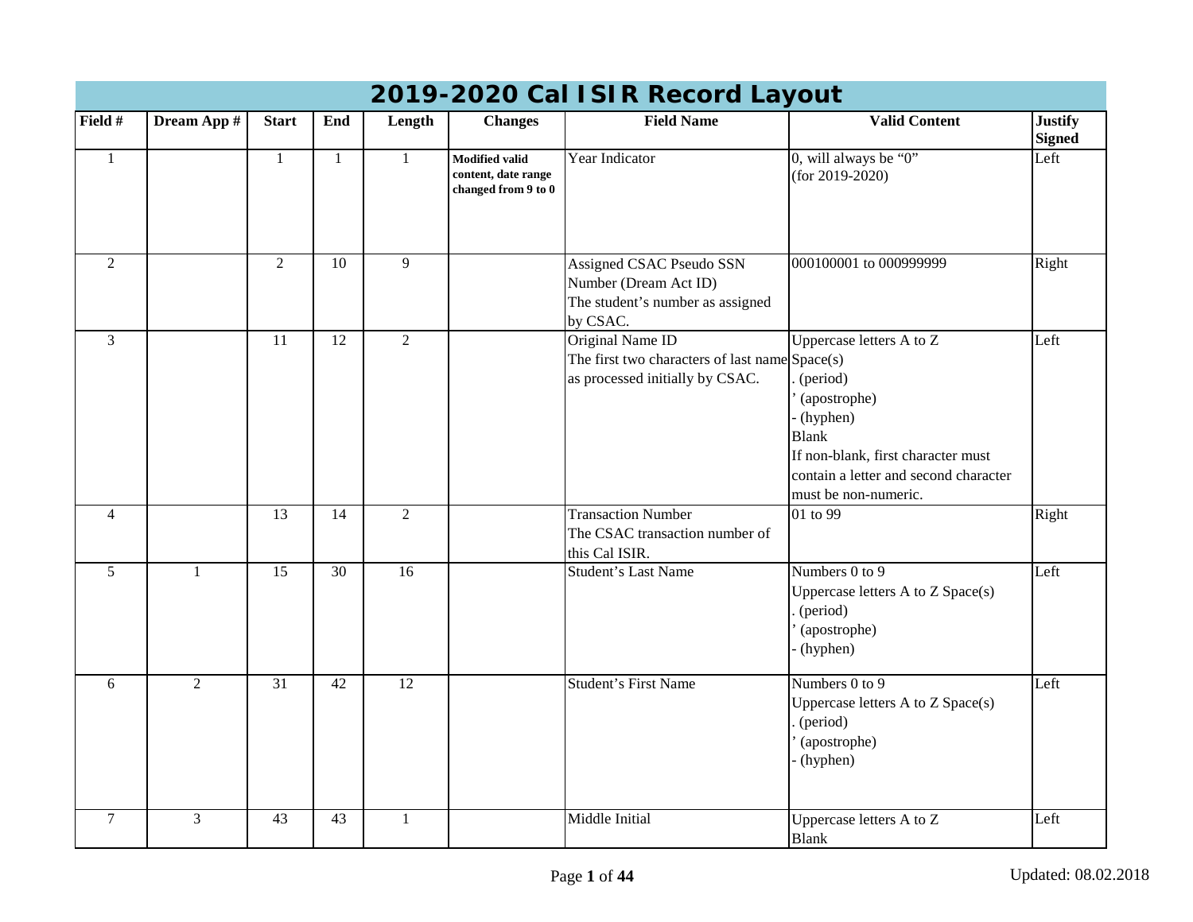# 2019-2020 Cal ISIR Record Layout

| Field # | Dream App # | Start | End | Length | Changes | Field Name | Valid Content | Justify Signed |
|---|---|---|---|---|---|---|---|---|
| 1 | | 1 | 1 | 1 | **Modified valid content, date range changed from 9 to 0** | Year Indicator | 0, will always be "0" (for 2019-2020) | Left |
| 2 | | 2 | 10 | 9 | | Assigned CSAC Pseudo SSN Number (Dream Act ID) The student's number as assigned by CSAC. | 000100001 to 000999999 | Right |
| 3 | | 11 | 12 | 2 | | Original Name ID The first two characters of last name as processed initially by CSAC. | Uppercase letters A to Z Space(s) . (period) ' (apostrophe) - (hyphen) Blank If non-blank, first character must contain a letter and second character must be non-numeric. | Left |
| 4 | | 13 | 14 | 2 | | Transaction Number The CSAC transaction number of this Cal ISIR. | 01 to 99 | Right |
| 5 | 1 | 15 | 30 | 16 | | Student's Last Name | Numbers 0 to 9 Uppercase letters A to Z Space(s) . (period) ' (apostrophe) - (hyphen) | Left |
| 6 | 2 | 31 | 42 | 12 | | Student's First Name | Numbers 0 to 9 Uppercase letters A to Z Space(s) . (period) ' (apostrophe) - (hyphen) | Left |
| 7 | 3 | 43 | 43 | 1 | | Middle Initial | Uppercase letters A to Z Blank | Left |

Updated: 08.02.2018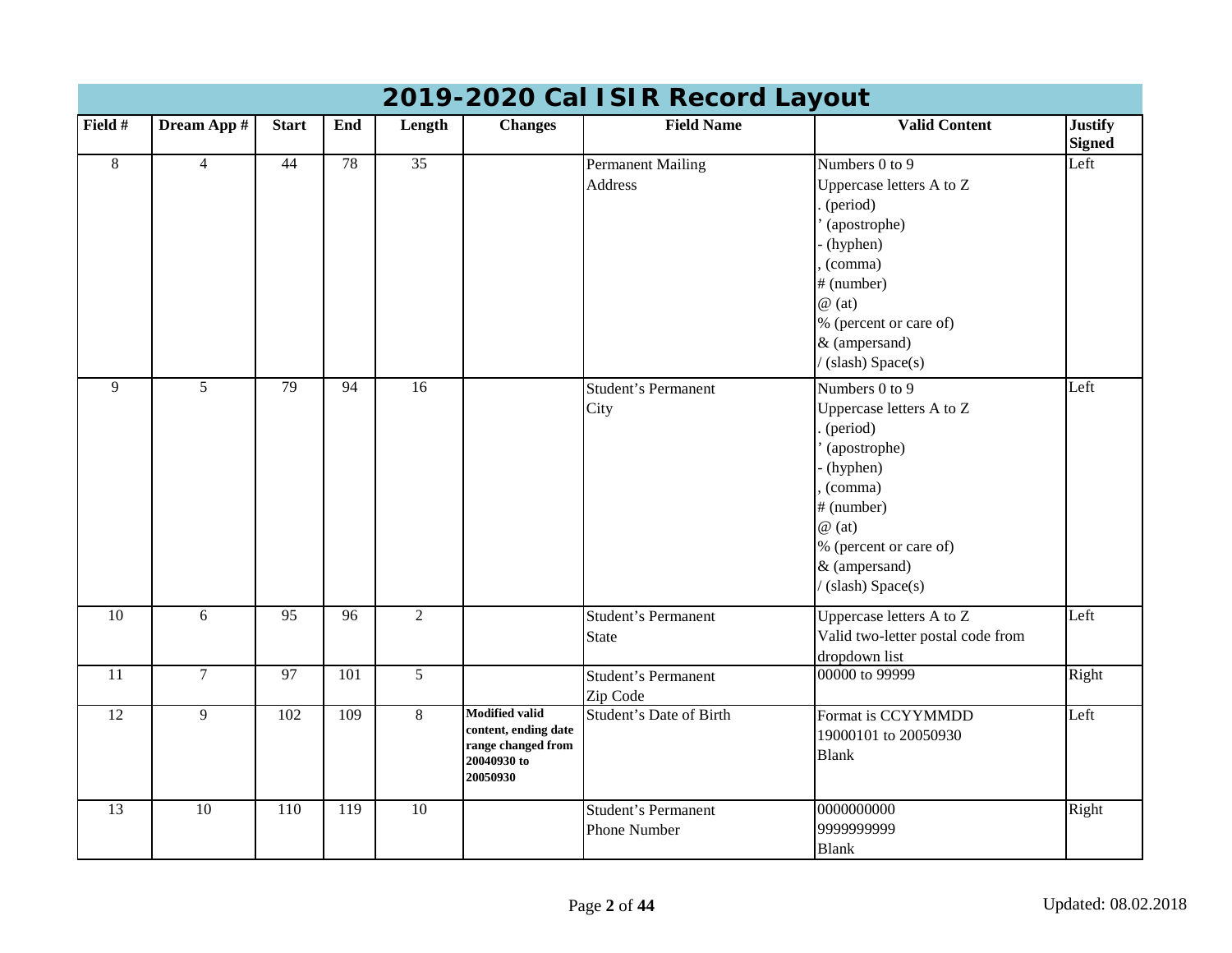# 2019-2020 Cal ISIR Record Layout

| Field # | Dream App # | Start | End | Length | Changes | Field Name | Valid Content | Justify Signed |
|---|---|---|---|---|---|---|---|---|
| 8 | 4 | 44 | 78 | 35 | | Permanent Mailing Address | Numbers 0 to 9<br>Uppercase letters A to Z<br>. (period)<br>' (apostrophe)<br>- (hyphen)<br>, (comma)<br># (number)<br>@ (at)<br>% (percent or care of)<br>& (ampersand)<br>/ (slash) Space(s) | Left |
| 9 | 5 | 79 | 94 | 16 | | Student's Permanent City | Numbers 0 to 9<br>Uppercase letters A to Z<br>. (period)<br>' (apostrophe)<br>- (hyphen)<br>, (comma)<br># (number)<br>@ (at)<br>% (percent or care of)<br>& (ampersand)<br>/ (slash) Space(s) | Left |
| 10 | 6 | 95 | 96 | 2 | | Student's Permanent State | Uppercase letters A to Z<br>Valid two-letter postal code from dropdown list | Left |
| 11 | 7 | 97 | 101 | 5 | | Student's Permanent Zip Code | 00000 to 99999 | Right |
| 12 | 9 | 102 | 109 | 8 | **Modified valid content, ending date range changed from 20040930 to 20050930** | Student's Date of Birth | Format is CCYYMMDD<br>19000101 to 20050930<br>Blank | Left |
| 13 | 10 | 110 | 119 | 10 | | Student's Permanent Phone Number | 0000000000<br>9999999999<br>Blank | Right |

Updated: 08.02.2018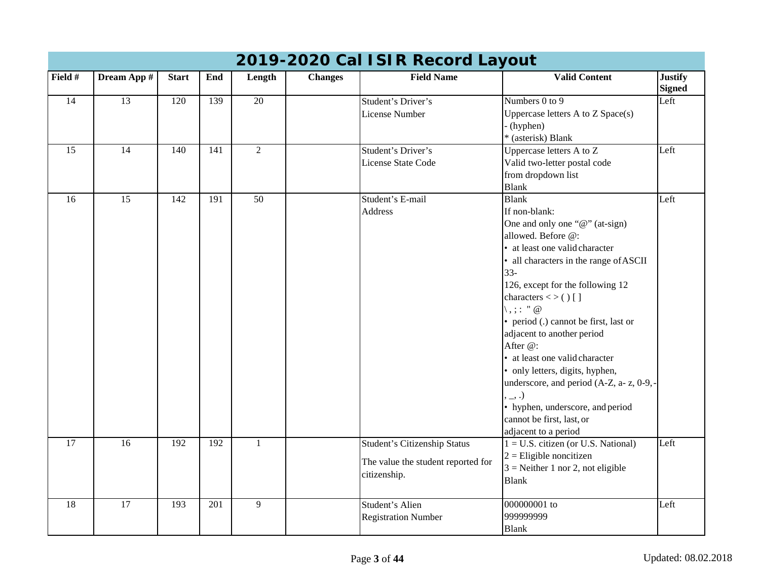# 2019-2020 Cal ISIR Record Layout

| Field # | Dream App # | Start | End | Length | Changes | Field Name | Valid Content | Justify Signed |
|---|---|---|---|---|---|---|---|---|
| 14 | 13 | 120 | 139 | 20 | | Student's Driver's License Number | Numbers 0 to 9<br>Uppercase letters A to Z Space(s)<br>- (hyphen)<br>* (asterisk) Blank | Left |
| 15 | 14 | 140 | 141 | 2 | | Student's Driver's License State Code | Uppercase letters A to Z<br>Valid two-letter postal code from dropdown list<br>Blank | Left |
| 16 | 15 | 142 | 191 | 50 | | Student's E-mail Address | Blank<br>If non-blank:<br>One and only one "@" (at-sign) allowed. Before @:<br>• at least one valid character<br>• all characters in the range of ASCII 33-<br>126, except for the following 12 characters < > ( ) [ ]<br>\ , ; : " @<br>• period (.) cannot be first, last or adjacent to another period<br>After @:<br>• at least one valid character<br>• only letters, digits, hyphen, underscore, and period (A-Z, a- z, 0-9, -, _, .)<br>• hyphen, underscore, and period cannot be first, last, or adjacent to a period | Left |
| 17 | 16 | 192 | 192 | 1 | | Student's Citizenship Status<br><br>The value the student reported for citizenship. | 1 = U.S. citizen (or U.S. National)<br>2 = Eligible noncitizen<br>3 = Neither 1 nor 2, not eligible<br>Blank | Left |
| 18 | 17 | 193 | 201 | 9 | | Student's Alien Registration Number | 000000001 to 999999999<br>Blank | Left |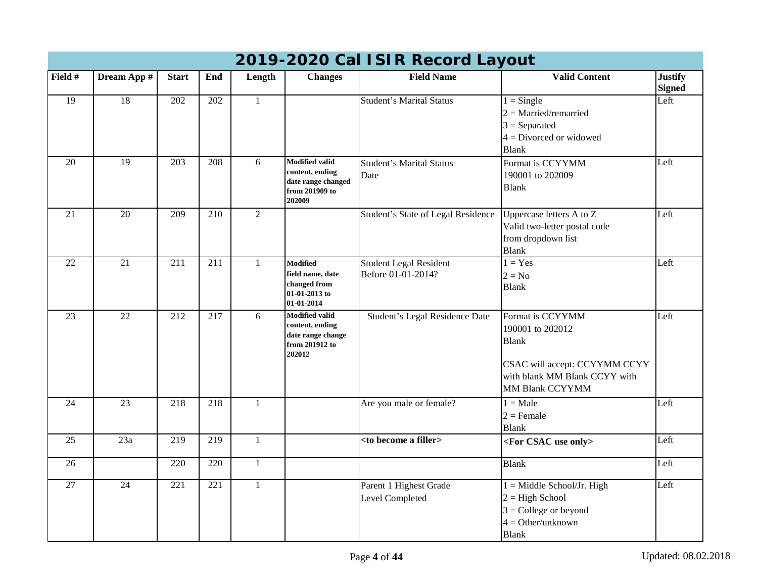# 2019-2020 Cal ISIR Record Layout

| Field # | Dream App # | Start | End | Length | Changes | Field Name | Valid Content | Justify Signed |
|---|---|---|---|---|---|---|---|---|
| 19 | 18 | 202 | 202 | 1 | | Student's Marital Status | 1 = Single<br>2 = Married/remarried<br>3 = Separated<br>4 = Divorced or widowed<br>Blank | Left |
| 20 | 19 | 203 | 208 | 6 | **Modified valid content, ending date range changed from 201909 to 202009** | Student's Marital Status Date | Format is CCYYMM<br>190001 to 202009<br>Blank | Left |
| 21 | 20 | 209 | 210 | 2 | | Student's State of Legal Residence | Uppercase letters A to Z<br>Valid two-letter postal code from dropdown list<br>Blank | Left |
| 22 | 21 | 211 | 211 | 1 | **Modified field name, date changed from 01-01-2013 to 01-01-2014** | Student Legal Resident Before 01-01-2014? | 1 = Yes<br>2 = No<br>Blank | Left |
| 23 | 22 | 212 | 217 | 6 | **Modified valid content, ending date range change from 201912 to 202012** | Student's Legal Residence Date | Format is CCYYMM<br>190001 to 202012<br>Blank<br><br>CSAC will accept: CCYYMM CCYY with blank MM Blank CCYY with MM Blank CCYYMM | Left |
| 24 | 23 | 218 | 218 | 1 | | Are you male or female? | 1 = Male<br>2 = Female<br>Blank | Left |
| 25 | 23a | 219 | 219 | 1 | | **<to become a filler>** | **<For CSAC use only>** | Left |
| 26 | | 220 | 220 | 1 | | | Blank | Left |
| 27 | 24 | 221 | 221 | 1 | | Parent 1 Highest Grade Level Completed | 1 = Middle School/Jr. High<br>2 = High School<br>3 = College or beyond<br>4 = Other/unknown<br>Blank | Left |

Updated: 08.02.2018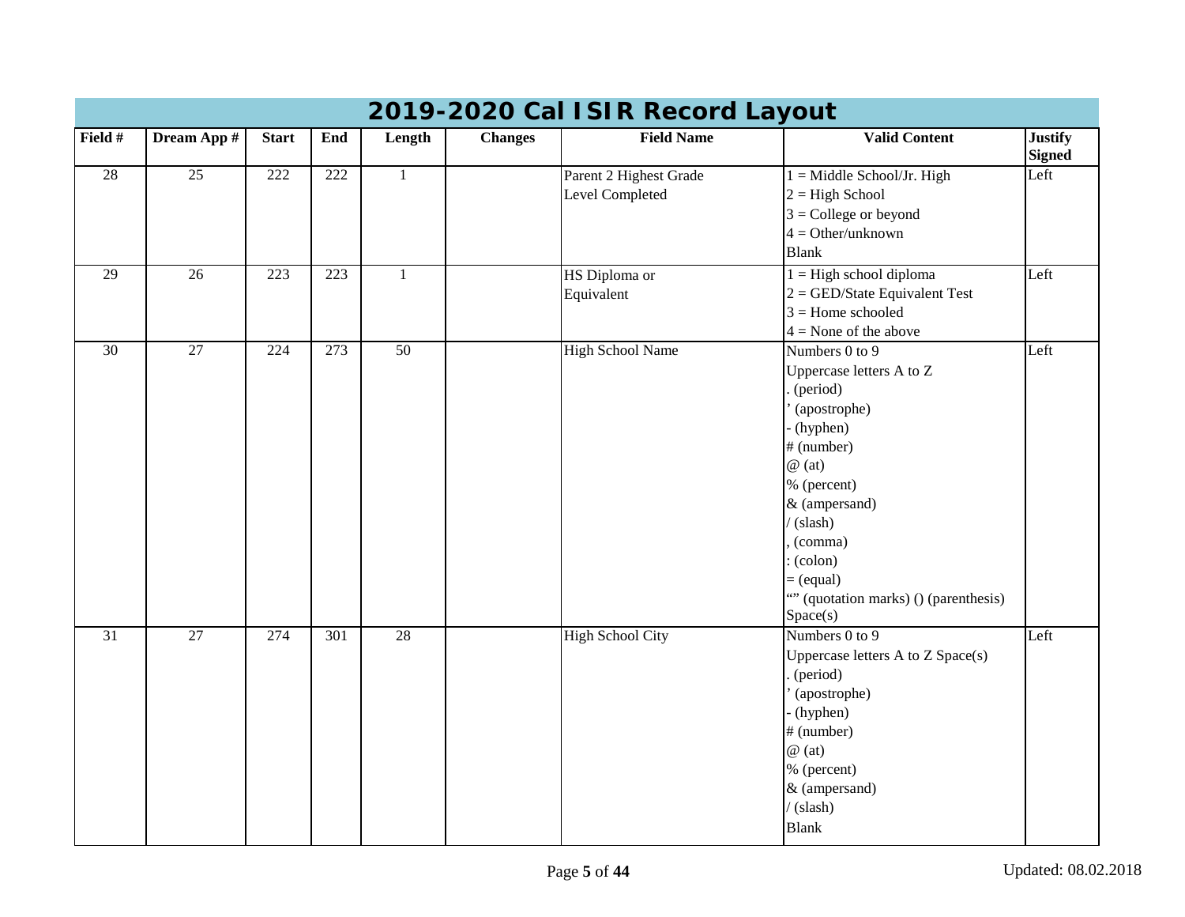# 2019-2020 Cal ISIR Record Layout

| Field # | Dream App # | Start | End | Length | Changes | Field Name | Valid Content | Justify Signed |
|---|---|---|---|---|---|---|---|---|
| 28 | 25 | 222 | 222 | 1 | | Parent 2 Highest Grade Level Completed | 1 = Middle School/Jr. High<br>2 = High School<br>3 = College or beyond<br>4 = Other/unknown<br>Blank | Left |
| 29 | 26 | 223 | 223 | 1 | | HS Diploma or Equivalent | 1 = High school diploma<br>2 = GED/State Equivalent Test<br>3 = Home schooled<br>4 = None of the above | Left |
| 30 | 27 | 224 | 273 | 50 | | High School Name | Numbers 0 to 9<br>Uppercase letters A to Z<br>. (period)<br>' (apostrophe)<br>- (hyphen)<br># (number)<br>@ (at)<br>% (percent)<br>& (ampersand)<br>/ (slash)<br>, (comma)<br>: (colon)<br>= (equal)<br>"" (quotation marks) () (parenthesis)<br>Space(s) | Left |
| 31 | 27 | 274 | 301 | 28 | | High School City | Numbers 0 to 9<br>Uppercase letters A to Z Space(s)<br>. (period)<br>' (apostrophe)<br>- (hyphen)<br># (number)<br>@ (at)<br>% (percent)<br>& (ampersand)<br>/ (slash)<br>Blank | Left |

Updated: 08.02.2018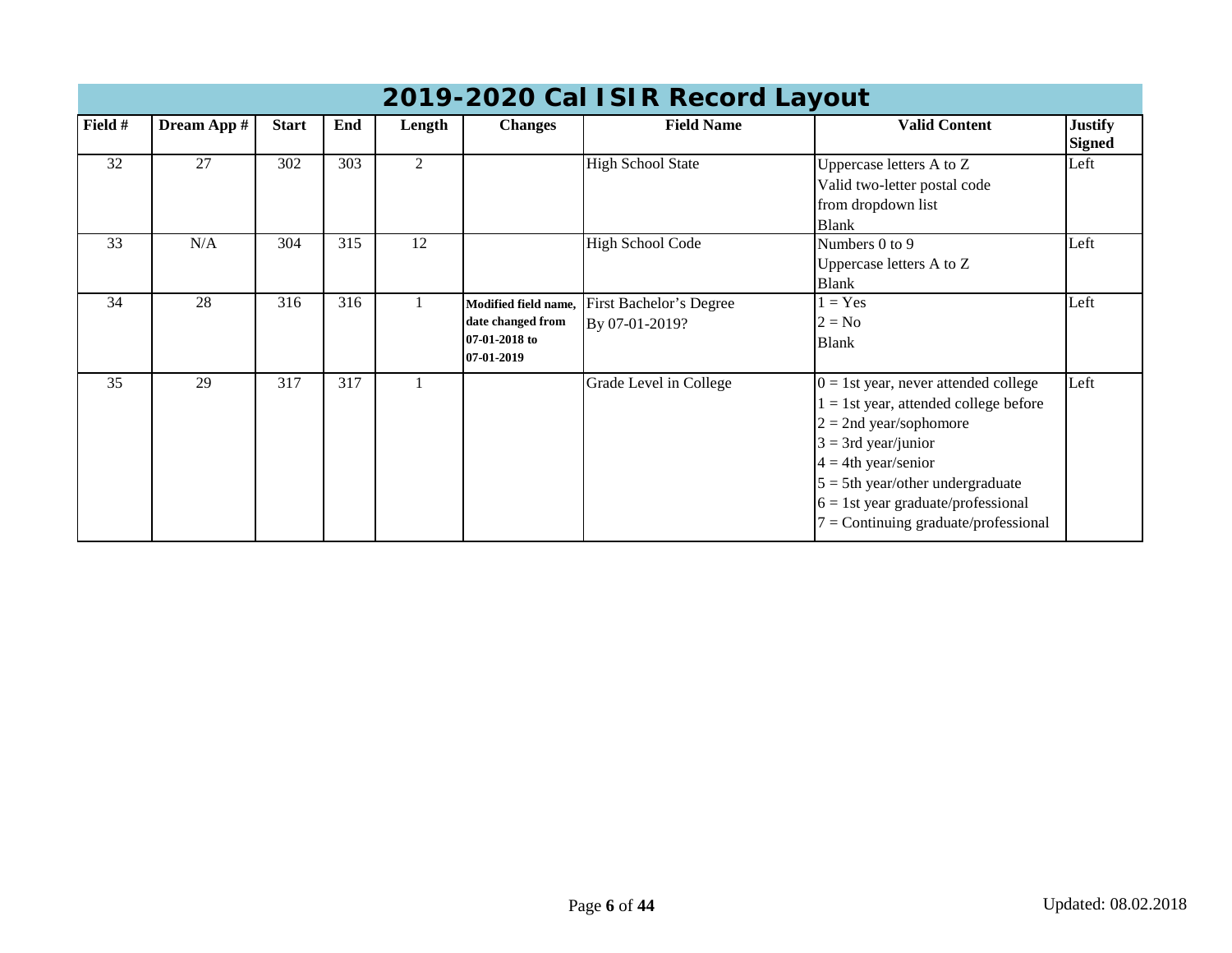# 2019-2020 Cal ISIR Record Layout

| Field # | Dream App # | Start | End | Length | Changes | Field Name | Valid Content | Justify Signed |
|---|---|---|---|---|---|---|---|---|
| 32 | 27 | 302 | 303 | 2 | | High School State | Uppercase letters A to Z<br>Valid two-letter postal code from dropdown list<br>Blank | Left |
| 33 | N/A | 304 | 315 | 12 | | High School Code | Numbers 0 to 9<br>Uppercase letters A to Z<br>Blank | Left |
| 34 | 28 | 316 | 316 | 1 | **Modified field name, date changed from 07-01-2018 to 07-01-2019** | First Bachelor's Degree By 07-01-2019? | 1 = Yes<br>2 = No<br>Blank | Left |
| 35 | 29 | 317 | 317 | 1 | | Grade Level in College | 0 = 1st year, never attended college<br>1 = 1st year, attended college before<br>2 = 2nd year/sophomore<br>3 = 3rd year/junior<br>4 = 4th year/senior<br>5 = 5th year/other undergraduate<br>6 = 1st year graduate/professional<br>7 = Continuing graduate/professional | Left |

Updated: 08.02.2018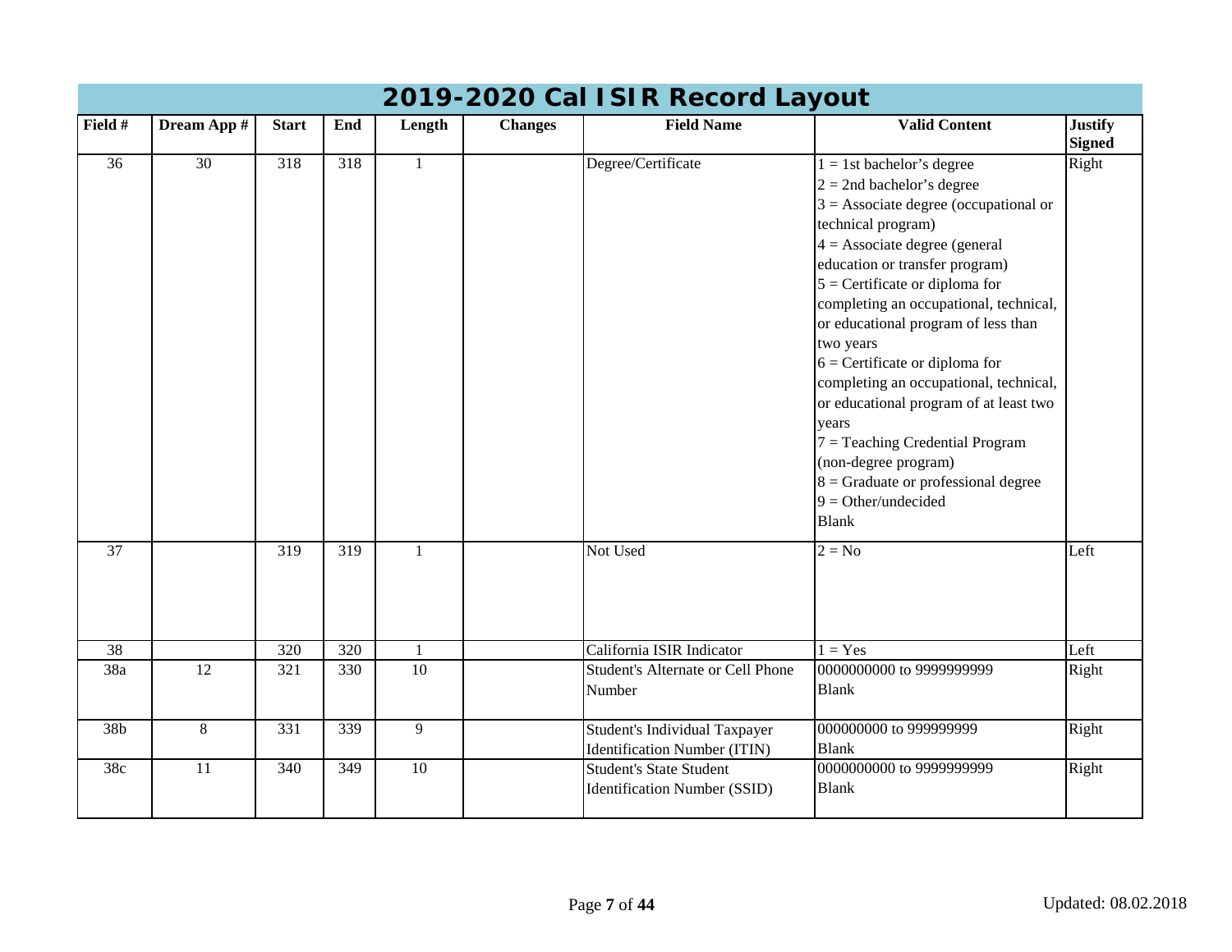# 2019-2020 Cal ISIR Record Layout

| Field # | Dream App # | Start | End | Length | Changes | Field Name | Valid Content | Justify Signed |
|---|---|---|---|---|---|---|---|---|
| 36 | 30 | 318 | 318 | 1 | | Degree/Certificate | 1 = 1st bachelor's degree<br>2 = 2nd bachelor's degree<br>3 = Associate degree (occupational or technical program)<br>4 = Associate degree (general education or transfer program)<br>5 = Certificate or diploma for completing an occupational, technical, or educational program of less than two years<br>6 = Certificate or diploma for completing an occupational, technical, or educational program of at least two years<br>7 = Teaching Credential Program (non-degree program)<br>8 = Graduate or professional degree<br>9 = Other/undecided<br>Blank | Right |
| 37 | | 319 | 319 | 1 | | Not Used | 2 = No | Left |
| 38 | | 320 | 320 | 1 | | California ISIR Indicator | 1 = Yes | Left |
| 38a | 12 | 321 | 330 | 10 | | Student's Alternate or Cell Phone Number | 0000000000 to 9999999999<br>Blank | Right |
| 38b | 8 | 331 | 339 | 9 | | Student's Individual Taxpayer Identification Number (ITIN) | 000000000 to 999999999<br>Blank | Right |
| 38c | 11 | 340 | 349 | 10 | | Student's State Student Identification Number (SSID) | 0000000000 to 9999999999<br>Blank | Right |

Updated: 08.02.2018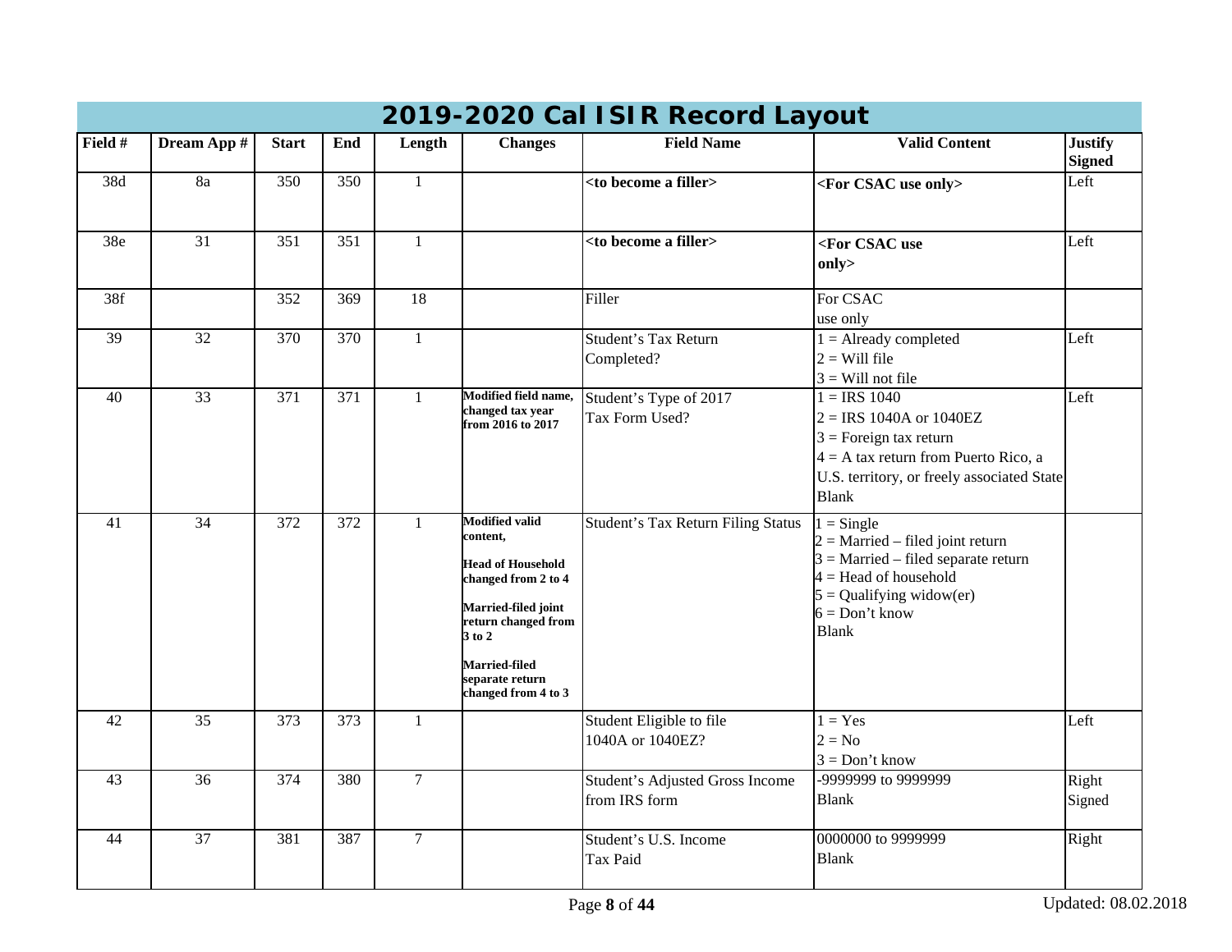# 2019-2020 Cal ISIR Record Layout

| Field # | Dream App # | Start | End | Length | Changes | Field Name | Valid Content | Justify Signed |
|---|---|---|---|---|---|---|---|---|
| 38d | 8a | 350 | 350 | 1 | | **<to become a filler>** | **<For CSAC use only>** | Left |
| 38e | 31 | 351 | 351 | 1 | | **<to become a filler>** | **<For CSAC use only>** | Left |
| 38f | | 352 | 369 | 18 | | Filler | For CSAC use only | |
| 39 | 32 | 370 | 370 | 1 | | Student's Tax Return Completed? | 1 = Already completed<br>2 = Will file<br>3 = Will not file | Left |
| 40 | 33 | 371 | 371 | 1 | **Modified field name, changed tax year from 2016 to 2017** | Student's Type of 2017 Tax Form Used? | 1 = IRS 1040<br>2 = IRS 1040A or 1040EZ<br>3 = Foreign tax return<br>4 = A tax return from Puerto Rico, a U.S. territory, or freely associated State<br>Blank | Left |
| 41 | 34 | 372 | 372 | 1 | **Modified valid content,**<br><br>**Head of Household changed from 2 to 4**<br><br>**Married-filed joint return changed from 3 to 2**<br><br>**Married-filed separate return changed from 4 to 3** | Student's Tax Return Filing Status | 1 = Single<br>2 = Married – filed joint return<br>3 = Married – filed separate return<br>4 = Head of household<br>5 = Qualifying widow(er)<br>6 = Don't know<br>Blank | |
| 42 | 35 | 373 | 373 | 1 | | Student Eligible to file 1040A or 1040EZ? | 1 = Yes<br>2 = No<br>3 = Don't know | Left |
| 43 | 36 | 374 | 380 | 7 | | Student's Adjusted Gross Income from IRS form | -9999999 to 9999999<br>Blank | Right Signed |
| 44 | 37 | 381 | 387 | 7 | | Student's U.S. Income Tax Paid | 0000000 to 9999999<br>Blank | Right |

Updated: 08.02.2018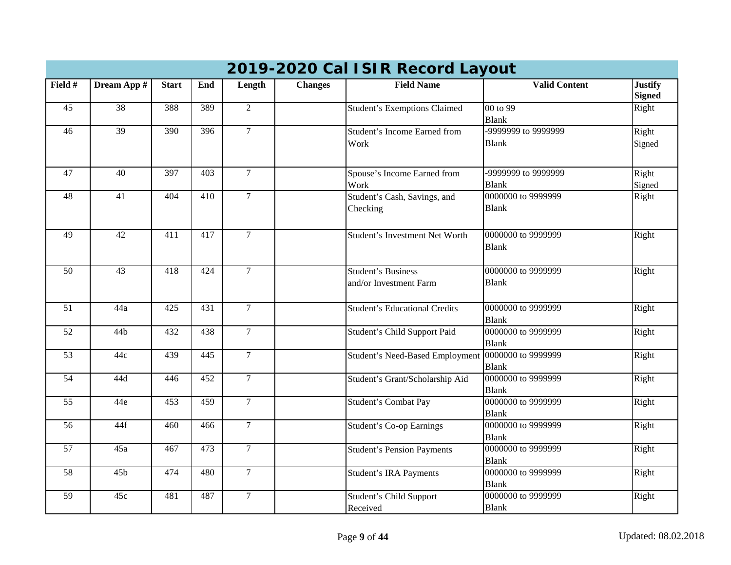## 2019-2020 Cal ISIR Record Layout

| Field # | Dream App # | Start | End | Length | Changes | Field Name | Valid Content | Justify Signed |
|---|---|---|---|---|---|---|---|---|
| 45 | 38 | 388 | 389 | 2 | | Student's Exemptions Claimed | 00 to 99<br>Blank | Right |
| 46 | 39 | 390 | 396 | 7 | | Student's Income Earned from Work | -9999999 to 9999999<br>Blank | Right<br>Signed |
| 47 | 40 | 397 | 403 | 7 | | Spouse's Income Earned from Work | -9999999 to 9999999<br>Blank | Right<br>Signed |
| 48 | 41 | 404 | 410 | 7 | | Student's Cash, Savings, and Checking | 0000000 to 9999999<br>Blank | Right |
| 49 | 42 | 411 | 417 | 7 | | Student's Investment Net Worth | 0000000 to 9999999<br>Blank | Right |
| 50 | 43 | 418 | 424 | 7 | | Student's Business and/or Investment Farm | 0000000 to 9999999<br>Blank | Right |
| 51 | 44a | 425 | 431 | 7 | | Student's Educational Credits | 0000000 to 9999999<br>Blank | Right |
| 52 | 44b | 432 | 438 | 7 | | Student's Child Support Paid | 0000000 to 9999999<br>Blank | Right |
| 53 | 44c | 439 | 445 | 7 | | Student's Need-Based Employment | 0000000 to 9999999<br>Blank | Right |
| 54 | 44d | 446 | 452 | 7 | | Student's Grant/Scholarship Aid | 0000000 to 9999999<br>Blank | Right |
| 55 | 44e | 453 | 459 | 7 | | Student's Combat Pay | 0000000 to 9999999<br>Blank | Right |
| 56 | 44f | 460 | 466 | 7 | | Student's Co-op Earnings | 0000000 to 9999999<br>Blank | Right |
| 57 | 45a | 467 | 473 | 7 | | Student's Pension Payments | 0000000 to 9999999<br>Blank | Right |
| 58 | 45b | 474 | 480 | 7 | | Student's IRA Payments | 0000000 to 9999999<br>Blank | Right |
| 59 | 45c | 481 | 487 | 7 | | Student's Child Support Received | 0000000 to 9999999<br>Blank | Right |

Updated: 08.02.2018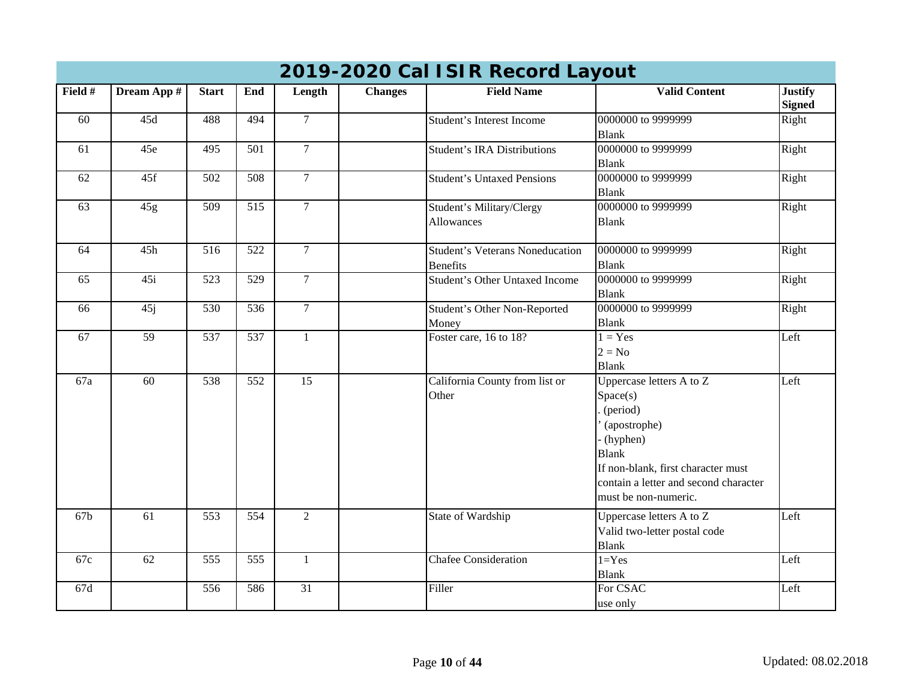## 2019-2020 Cal ISIR Record Layout

| Field # | Dream App # | Start | End | Length | Changes | Field Name | Valid Content | Justify Signed |
|---|---|---|---|---|---|---|---|---|
| 60 | 45d | 488 | 494 | 7 | | Student's Interest Income | 0000000 to 9999999<br>Blank | Right |
| 61 | 45e | 495 | 501 | 7 | | Student's IRA Distributions | 0000000 to 9999999<br>Blank | Right |
| 62 | 45f | 502 | 508 | 7 | | Student's Untaxed Pensions | 0000000 to 9999999<br>Blank | Right |
| 63 | 45g | 509 | 515 | 7 | | Student's Military/Clergy Allowances | 0000000 to 9999999<br>Blank | Right |
| 64 | 45h | 516 | 522 | 7 | | Student's Veterans Noneducation Benefits | 0000000 to 9999999<br>Blank | Right |
| 65 | 45i | 523 | 529 | 7 | | Student's Other Untaxed Income | 0000000 to 9999999<br>Blank | Right |
| 66 | 45j | 530 | 536 | 7 | | Student's Other Non-Reported Money | 0000000 to 9999999<br>Blank | Right |
| 67 | 59 | 537 | 537 | 1 | | Foster care, 16 to 18? | 1 = Yes<br>2 = No<br>Blank | Left |
| 67a | 60 | 538 | 552 | 15 | | California County from list or Other | Uppercase letters A to Z<br>Space(s)<br>. (period)<br>' (apostrophe)<br>- (hyphen)<br>Blank<br>If non-blank, first character must contain a letter and second character must be non-numeric. | Left |
| 67b | 61 | 553 | 554 | 2 | | State of Wardship | Uppercase letters A to Z<br>Valid two-letter postal code<br>Blank | Left |
| 67c | 62 | 555 | 555 | 1 | | Chafee Consideration | 1=Yes<br>Blank | Left |
| 67d | | 556 | 586 | 31 | | Filler | For CSAC use only | Left |

Updated: 08.02.2018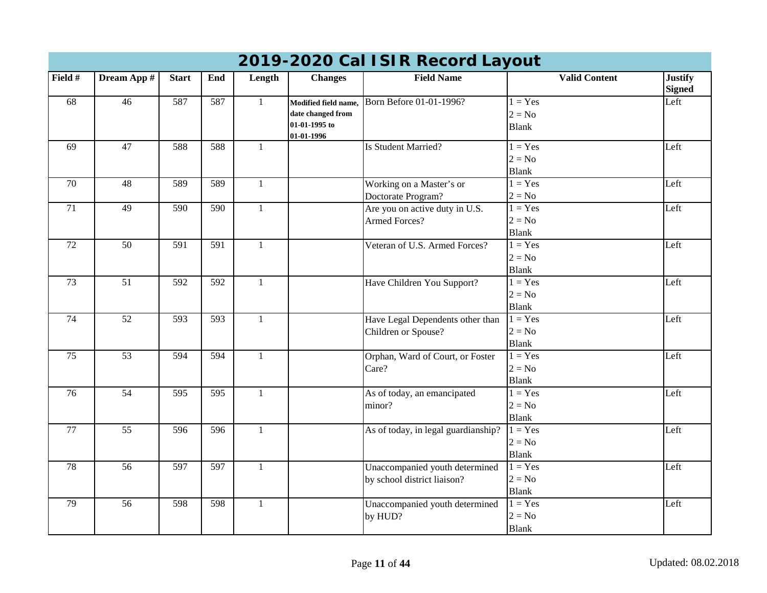# 2019-2020 Cal ISIR Record Layout

| Field # | Dream App # | Start | End | Length | Changes | Field Name | Valid Content | Justify Signed |
|---|---|---|---|---|---|---|---|---|
| 68 | 46 | 587 | 587 | 1 | **Modified field name, date changed from 01-01-1995 to 01-01-1996** | Born Before 01-01-1996? | 1 = Yes<br>2 = No<br>Blank | Left |
| 69 | 47 | 588 | 588 | 1 | | Is Student Married? | 1 = Yes<br>2 = No<br>Blank | Left |
| 70 | 48 | 589 | 589 | 1 | | Working on a Master's or Doctorate Program? | 1 = Yes<br>2 = No | Left |
| 71 | 49 | 590 | 590 | 1 | | Are you on active duty in U.S. Armed Forces? | 1 = Yes<br>2 = No<br>Blank | Left |
| 72 | 50 | 591 | 591 | 1 | | Veteran of U.S. Armed Forces? | 1 = Yes<br>2 = No<br>Blank | Left |
| 73 | 51 | 592 | 592 | 1 | | Have Children You Support? | 1 = Yes<br>2 = No<br>Blank | Left |
| 74 | 52 | 593 | 593 | 1 | | Have Legal Dependents other than Children or Spouse? | 1 = Yes<br>2 = No<br>Blank | Left |
| 75 | 53 | 594 | 594 | 1 | | Orphan, Ward of Court, or Foster Care? | 1 = Yes<br>2 = No<br>Blank | Left |
| 76 | 54 | 595 | 595 | 1 | | As of today, an emancipated minor? | 1 = Yes<br>2 = No<br>Blank | Left |
| 77 | 55 | 596 | 596 | 1 | | As of today, in legal guardianship? | 1 = Yes<br>2 = No<br>Blank | Left |
| 78 | 56 | 597 | 597 | 1 | | Unaccompanied youth determined by school district liaison? | 1 = Yes<br>2 = No<br>Blank | Left |
| 79 | 56 | 598 | 598 | 1 | | Unaccompanied youth determined by HUD? | 1 = Yes<br>2 = No<br>Blank | Left |

Updated: 08.02.2018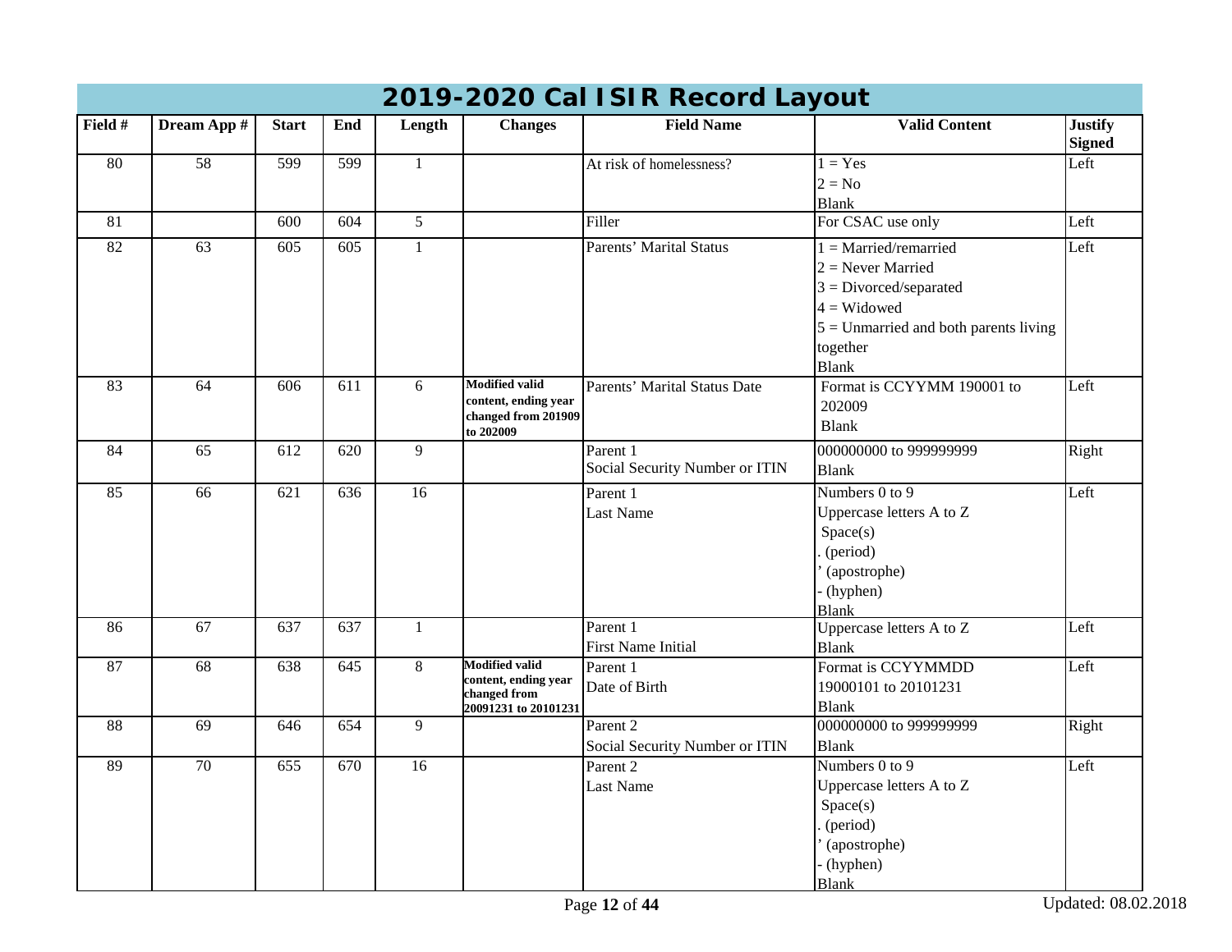# 2019-2020 Cal ISIR Record Layout

| Field # | Dream App # | Start | End | Length | Changes | Field Name | Valid Content | Justify Signed |
|---|---|---|---|---|---|---|---|---|
| 80 | 58 | 599 | 599 | 1 | | At risk of homelessness? | 1 = Yes<br>2 = No<br>Blank | Left |
| 81 | | 600 | 604 | 5 | | Filler | For CSAC use only | Left |
| 82 | 63 | 605 | 605 | 1 | | Parents' Marital Status | 1 = Married/remarried<br>2 = Never Married<br>3 = Divorced/separated<br>4 = Widowed<br>5 = Unmarried and both parents living together<br>Blank | Left |
| 83 | 64 | 606 | 611 | 6 | **Modified valid content, ending year changed from 201909 to 202009** | Parents' Marital Status Date | Format is CCYYMM 190001 to 202009<br>Blank | Left |
| 84 | 65 | 612 | 620 | 9 | | Parent 1<br>Social Security Number or ITIN | 000000000 to 999999999<br>Blank | Right |
| 85 | 66 | 621 | 636 | 16 | | Parent 1<br>Last Name | Numbers 0 to 9<br>Uppercase letters A to Z<br>Space(s)<br>. (period)<br>' (apostrophe)<br>- (hyphen)<br>Blank | Left |
| 86 | 67 | 637 | 637 | 1 | | Parent 1<br>First Name Initial | Uppercase letters A to Z<br>Blank | Left |
| 87 | 68 | 638 | 645 | 8 | **Modified valid content, ending year changed from 20091231 to 20101231** | Parent 1<br>Date of Birth | Format is CCYYMMDD<br>19000101 to 20101231<br>Blank | Left |
| 88 | 69 | 646 | 654 | 9 | | Parent 2<br>Social Security Number or ITIN | 000000000 to 999999999<br>Blank | Right |
| 89 | 70 | 655 | 670 | 16 | | Parent 2<br>Last Name | Numbers 0 to 9<br>Uppercase letters A to Z<br>Space(s)<br>. (period)<br>' (apostrophe)<br>- (hyphen)<br>Blank | Left |

Updated: 08.02.2018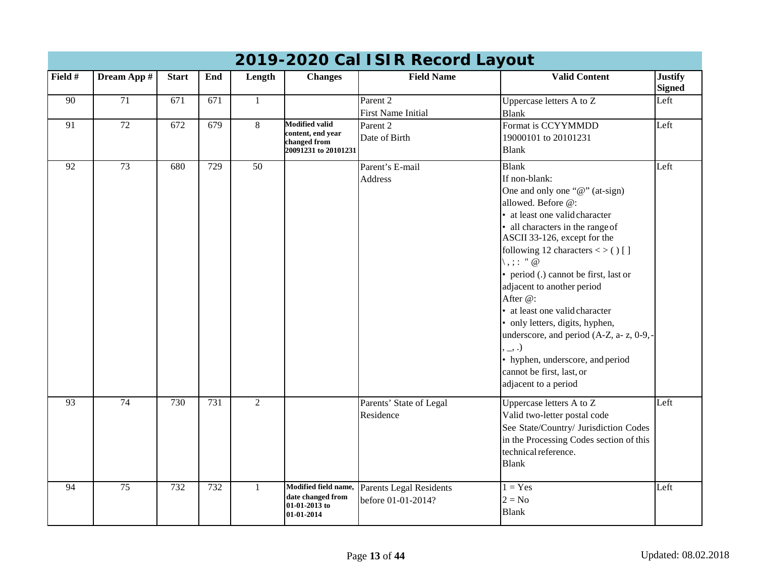# 2019-2020 Cal ISIR Record Layout

| Field # | Dream App # | Start | End | Length | Changes | Field Name | Valid Content | Justify Signed |
|---|---|---|---|---|---|---|---|---|
| 90 | 71 | 671 | 671 | 1 | | Parent 2 First Name Initial | Uppercase letters A to Z<br>Blank | Left |
| 91 | 72 | 672 | 679 | 8 | **Modified valid content, end year changed from 20091231 to 20101231** | Parent 2 Date of Birth | Format is CCYYMMDD<br>19000101 to 20101231<br>Blank | Left |
| 92 | 73 | 680 | 729 | 50 | | Parent's E-mail Address | Blank<br>If non-blank:<br>One and only one "@" (at-sign) allowed. Before @:<br>• at least one valid character<br>• all characters in the range of ASCII 33-126, except for the following 12 characters < > ( ) [ ] \ , ; : " @<br>• period (.) cannot be first, last or adjacent to another period<br>After @:<br>• at least one valid character<br>• only letters, digits, hyphen, underscore, and period (A-Z, a- z, 0-9,-, _, .)<br>• hyphen, underscore, and period cannot be first, last, or adjacent to a period | Left |
| 93 | 74 | 730 | 731 | 2 | | Parents' State of Legal Residence | Uppercase letters A to Z<br>Valid two-letter postal code<br>See State/Country/ Jurisdiction Codes in the Processing Codes section of this technical reference.<br>Blank | Left |
| 94 | 75 | 732 | 732 | 1 | **Modified field name, date changed from 01-01-2013 to 01-01-2014** | Parents Legal Residents before 01-01-2014? | 1 = Yes<br>2 = No<br>Blank | Left |

Updated: 08.02.2018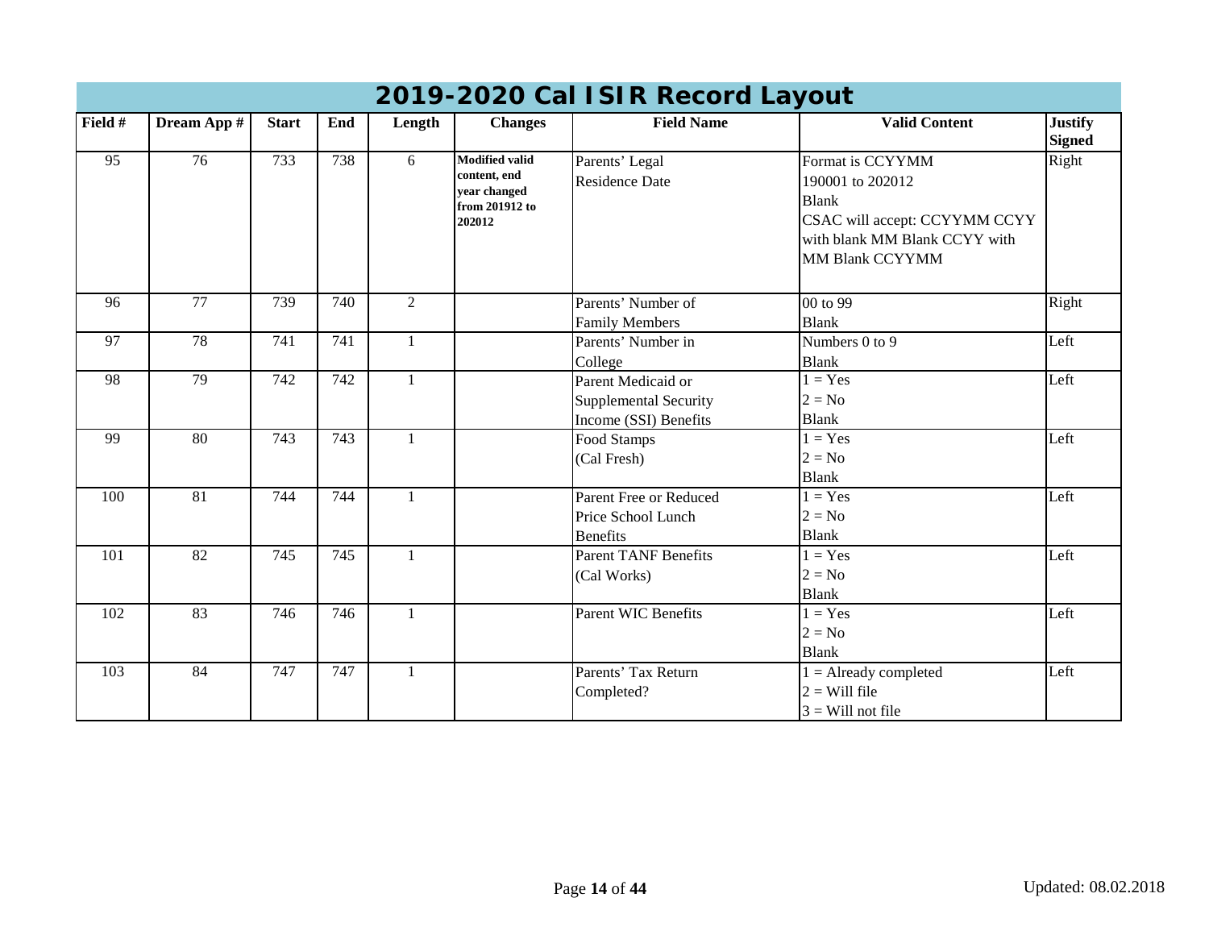# 2019-2020 Cal ISIR Record Layout

| Field # | Dream App # | Start | End | Length | Changes | Field Name | Valid Content | Justify Signed |
|---|---|---|---|---|---|---|---|---|
| 95 | 76 | 733 | 738 | 6 | **Modified valid content, end year changed from 201912 to 202012** | Parents' Legal Residence Date | Format is CCYYMM<br>190001 to 202012<br>Blank<br>CSAC will accept: CCYYMM CCYY with blank MM Blank CCYY with MM Blank CCYYMM | Right |
| 96 | 77 | 739 | 740 | 2 | | Parents' Number of Family Members | 00 to 99<br>Blank | Right |
| 97 | 78 | 741 | 741 | 1 | | Parents' Number in College | Numbers 0 to 9<br>Blank | Left |
| 98 | 79 | 742 | 742 | 1 | | Parent Medicaid or Supplemental Security Income (SSI) Benefits | 1 = Yes<br>2 = No<br>Blank | Left |
| 99 | 80 | 743 | 743 | 1 | | Food Stamps (Cal Fresh) | 1 = Yes<br>2 = No<br>Blank | Left |
| 100 | 81 | 744 | 744 | 1 | | Parent Free or Reduced Price School Lunch Benefits | 1 = Yes<br>2 = No<br>Blank | Left |
| 101 | 82 | 745 | 745 | 1 | | Parent TANF Benefits (Cal Works) | 1 = Yes<br>2 = No<br>Blank | Left |
| 102 | 83 | 746 | 746 | 1 | | Parent WIC Benefits | 1 = Yes<br>2 = No<br>Blank | Left |
| 103 | 84 | 747 | 747 | 1 | | Parents' Tax Return Completed? | 1 = Already completed<br>2 = Will file<br>3 = Will not file | Left |

Updated: 08.02.2018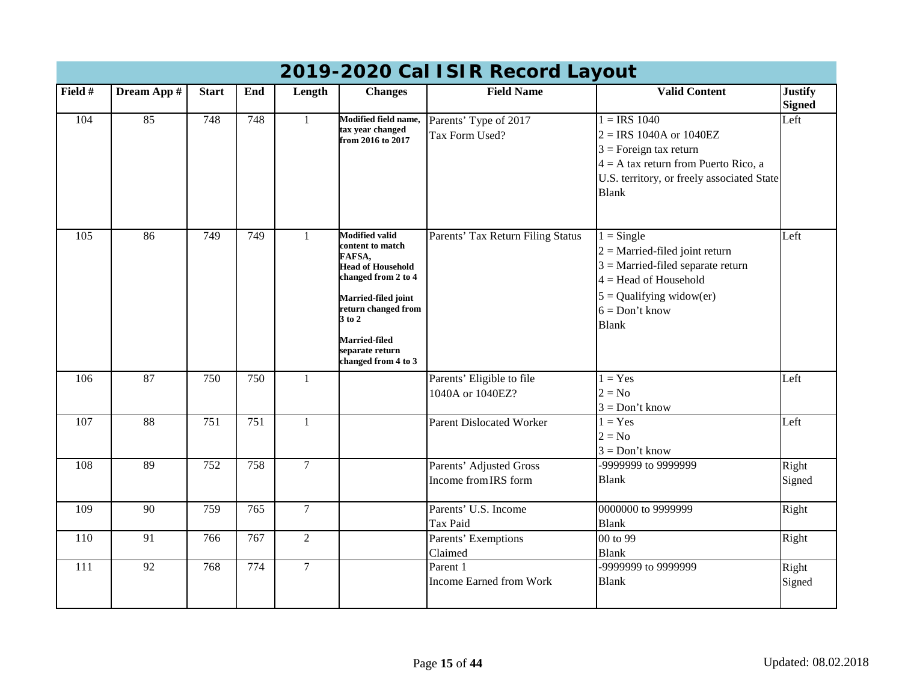# 2019-2020 Cal ISIR Record Layout

| Field # | Dream App # | Start | End | Length | Changes | Field Name | Valid Content | Justify Signed |
|---|---|---|---|---|---|---|---|---|
| 104 | 85 | 748 | 748 | 1 | **Modified field name, tax year changed from 2016 to 2017** | Parents' Type of 2017 Tax Form Used? | 1 = IRS 1040<br>2 = IRS 1040A or 1040EZ<br>3 = Foreign tax return<br>4 = A tax return from Puerto Rico, a U.S. territory, or freely associated State<br>Blank | Left |
| 105 | 86 | 749 | 749 | 1 | **Modified valid content to match FAFSA, Head of Household changed from 2 to 4**<br><br>**Married-filed joint return changed from 3 to 2**<br><br>**Married-filed separate return changed from 4 to 3** | Parents' Tax Return Filing Status | 1 = Single<br>2 = Married-filed joint return<br>3 = Married-filed separate return<br>4 = Head of Household<br>5 = Qualifying widow(er)<br>6 = Don't know<br>Blank | Left |
| 106 | 87 | 750 | 750 | 1 | | Parents' Eligible to file 1040A or 1040EZ? | 1 = Yes<br>2 = No<br>3 = Don't know | Left |
| 107 | 88 | 751 | 751 | 1 | | Parent Dislocated Worker | 1 = Yes<br>2 = No<br>3 = Don't know | Left |
| 108 | 89 | 752 | 758 | 7 | | Parents' Adjusted Gross Income from IRS form | -9999999 to 9999999<br>Blank | Right Signed |
| 109 | 90 | 759 | 765 | 7 | | Parents' U.S. Income Tax Paid | 0000000 to 9999999<br>Blank | Right |
| 110 | 91 | 766 | 767 | 2 | | Parents' Exemptions Claimed | 00 to 99<br>Blank | Right |
| 111 | 92 | 768 | 774 | 7 | | Parent 1 Income Earned from Work | -9999999 to 9999999<br>Blank | Right Signed |

Updated: 08.02.2018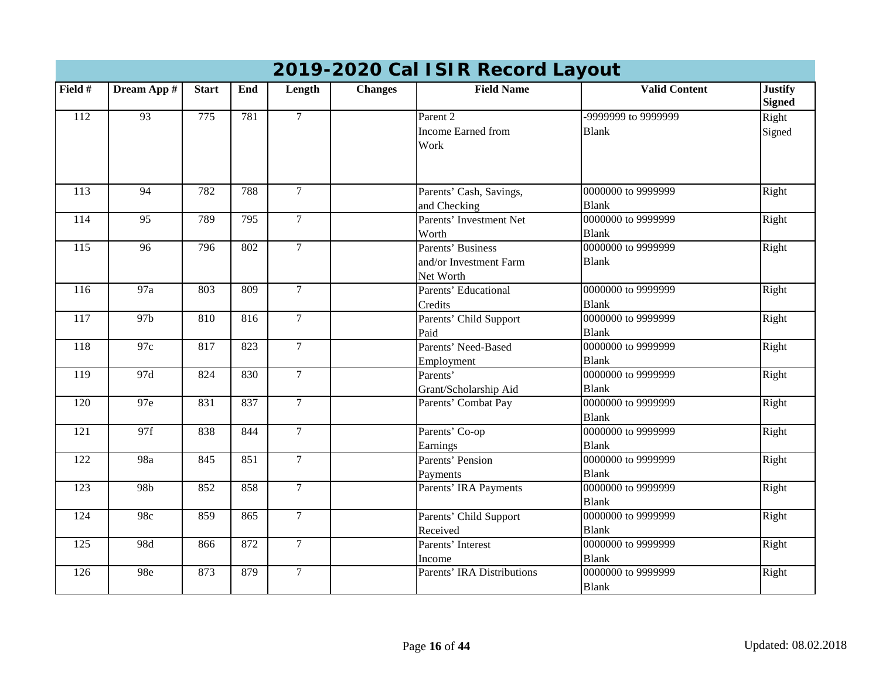# 2019-2020 Cal ISIR Record Layout

| Field # | Dream App # | Start | End | Length | Changes | Field Name | Valid Content | Justify Signed |
|---|---|---|---|---|---|---|---|---|
| 112 | 93 | 775 | 781 | 7 | | Parent 2 Income Earned from Work | -9999999 to 9999999<br>Blank | Right<br>Signed |
| 113 | 94 | 782 | 788 | 7 | | Parents' Cash, Savings, and Checking | 0000000 to 9999999<br>Blank | Right |
| 114 | 95 | 789 | 795 | 7 | | Parents' Investment Net Worth | 0000000 to 9999999<br>Blank | Right |
| 115 | 96 | 796 | 802 | 7 | | Parents' Business and/or Investment Farm Net Worth | 0000000 to 9999999<br>Blank | Right |
| 116 | 97a | 803 | 809 | 7 | | Parents' Educational Credits | 0000000 to 9999999<br>Blank | Right |
| 117 | 97b | 810 | 816 | 7 | | Parents' Child Support Paid | 0000000 to 9999999<br>Blank | Right |
| 118 | 97c | 817 | 823 | 7 | | Parents' Need-Based Employment | 0000000 to 9999999<br>Blank | Right |
| 119 | 97d | 824 | 830 | 7 | | Parents' Grant/Scholarship Aid | 0000000 to 9999999<br>Blank | Right |
| 120 | 97e | 831 | 837 | 7 | | Parents' Combat Pay | 0000000 to 9999999<br>Blank | Right |
| 121 | 97f | 838 | 844 | 7 | | Parents' Co-op Earnings | 0000000 to 9999999<br>Blank | Right |
| 122 | 98a | 845 | 851 | 7 | | Parents' Pension Payments | 0000000 to 9999999<br>Blank | Right |
| 123 | 98b | 852 | 858 | 7 | | Parents' IRA Payments | 0000000 to 9999999<br>Blank | Right |
| 124 | 98c | 859 | 865 | 7 | | Parents' Child Support Received | 0000000 to 9999999<br>Blank | Right |
| 125 | 98d | 866 | 872 | 7 | | Parents' Interest Income | 0000000 to 9999999<br>Blank | Right |
| 126 | 98e | 873 | 879 | 7 | | Parents' IRA Distributions | 0000000 to 9999999<br>Blank | Right |

Updated: 08.02.2018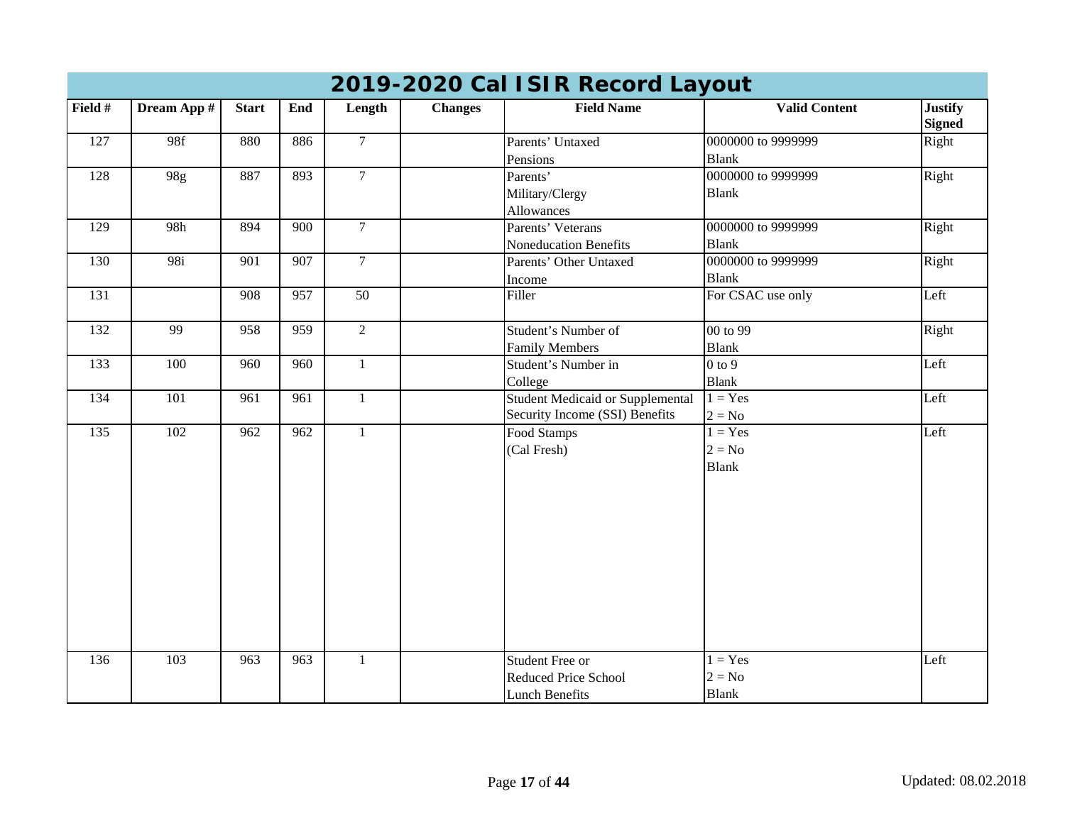# 2019-2020 Cal ISIR Record Layout

| Field # | Dream App # | Start | End | Length | Changes | Field Name | Valid Content | Justify Signed |
|---|---|---|---|---|---|---|---|---|
| 127 | 98f | 880 | 886 | 7 | | Parents' Untaxed Pensions | 0000000 to 9999999<br>Blank | Right |
| 128 | 98g | 887 | 893 | 7 | | Parents' Military/Clergy Allowances | 0000000 to 9999999<br>Blank | Right |
| 129 | 98h | 894 | 900 | 7 | | Parents' Veterans Noneducation Benefits | 0000000 to 9999999<br>Blank | Right |
| 130 | 98i | 901 | 907 | 7 | | Parents' Other Untaxed Income | 0000000 to 9999999<br>Blank | Right |
| 131 | | 908 | 957 | 50 | | Filler | For CSAC use only | Left |
| 132 | 99 | 958 | 959 | 2 | | Student's Number of Family Members | 00 to 99<br>Blank | Right |
| 133 | 100 | 960 | 960 | 1 | | Student's Number in College | 0 to 9<br>Blank | Left |
| 134 | 101 | 961 | 961 | 1 | | Student Medicaid or Supplemental Security Income (SSI) Benefits | 1 = Yes<br>2 = No | Left |
| 135 | 102 | 962 | 962 | 1 | | Food Stamps (Cal Fresh) | 1 = Yes<br>2 = No<br>Blank | Left |
| 136 | 103 | 963 | 963 | 1 | | Student Free or Reduced Price School Lunch Benefits | 1 = Yes<br>2 = No<br>Blank | Left |

Updated: 08.02.2018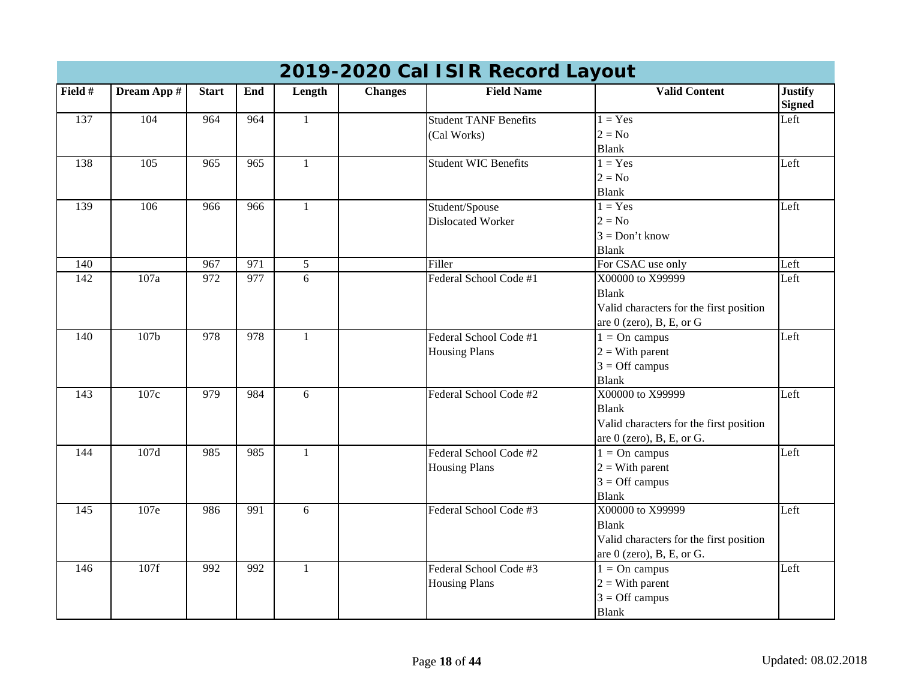# 2019-2020 Cal ISIR Record Layout

| Field # | Dream App # | Start | End | Length | Changes | Field Name | Valid Content | Justify Signed |
|---|---|---|---|---|---|---|---|---|
| 137 | 104 | 964 | 964 | 1 | | Student TANF Benefits (Cal Works) | 1 = Yes<br>2 = No<br>Blank | Left |
| 138 | 105 | 965 | 965 | 1 | | Student WIC Benefits | 1 = Yes<br>2 = No<br>Blank | Left |
| 139 | 106 | 966 | 966 | 1 | | Student/Spouse Dislocated Worker | 1 = Yes<br>2 = No<br>3 = Don't know<br>Blank | Left |
| 140 | | 967 | 971 | 5 | | Filler | For CSAC use only | Left |
| 142 | 107a | 972 | 977 | 6 | | Federal School Code #1 | X00000 to X99999<br>Blank<br>Valid characters for the first position are 0 (zero), B, E, or G | Left |
| 140 | 107b | 978 | 978 | 1 | | Federal School Code #1 Housing Plans | 1 = On campus<br>2 = With parent<br>3 = Off campus<br>Blank | Left |
| 143 | 107c | 979 | 984 | 6 | | Federal School Code #2 | X00000 to X99999<br>Blank<br>Valid characters for the first position are 0 (zero), B, E, or G. | Left |
| 144 | 107d | 985 | 985 | 1 | | Federal School Code #2 Housing Plans | 1 = On campus<br>2 = With parent<br>3 = Off campus<br>Blank | Left |
| 145 | 107e | 986 | 991 | 6 | | Federal School Code #3 | X00000 to X99999<br>Blank<br>Valid characters for the first position are 0 (zero), B, E, or G. | Left |
| 146 | 107f | 992 | 992 | 1 | | Federal School Code #3 Housing Plans | 1 = On campus<br>2 = With parent<br>3 = Off campus<br>Blank | Left |

Updated: 08.02.2018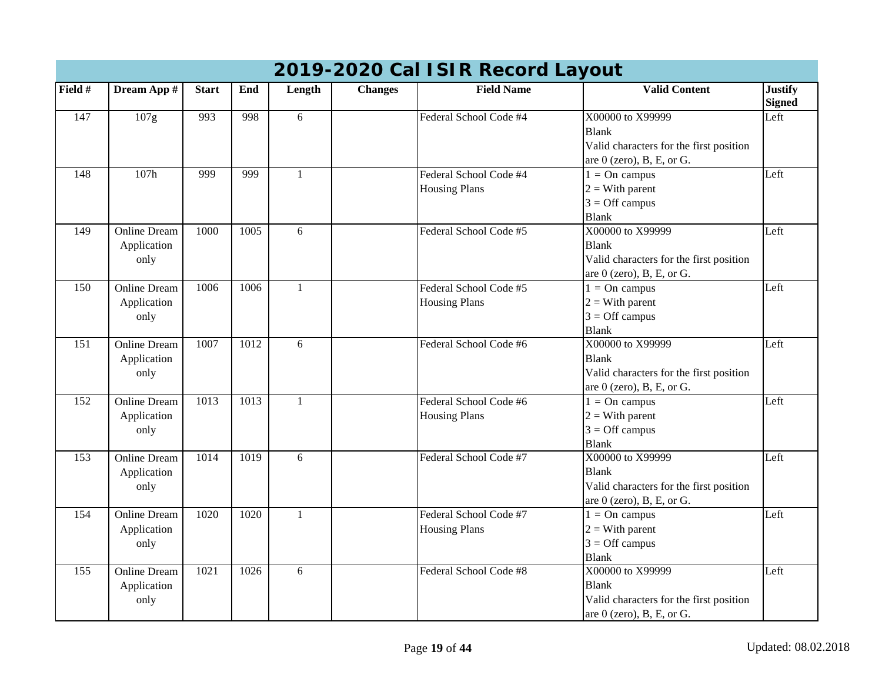# 2019-2020 Cal ISIR Record Layout

| Field # | Dream App # | Start | End | Length | Changes | Field Name | Valid Content | Justify Signed |
|---|---|---|---|---|---|---|---|---|
| 147 | 107g | 993 | 998 | 6 | | Federal School Code #4 | X00000 to X99999<br>Blank<br>Valid characters for the first position are 0 (zero), B, E, or G. | Left |
| 148 | 107h | 999 | 999 | 1 | | Federal School Code #4 Housing Plans | 1 = On campus<br>2 = With parent<br>3 = Off campus<br>Blank | Left |
| 149 | Online Dream Application only | 1000 | 1005 | 6 | | Federal School Code #5 | X00000 to X99999<br>Blank<br>Valid characters for the first position are 0 (zero), B, E, or G. | Left |
| 150 | Online Dream Application only | 1006 | 1006 | 1 | | Federal School Code #5 Housing Plans | 1 = On campus<br>2 = With parent<br>3 = Off campus<br>Blank | Left |
| 151 | Online Dream Application only | 1007 | 1012 | 6 | | Federal School Code #6 | X00000 to X99999<br>Blank<br>Valid characters for the first position are 0 (zero), B, E, or G. | Left |
| 152 | Online Dream Application only | 1013 | 1013 | 1 | | Federal School Code #6 Housing Plans | 1 = On campus<br>2 = With parent<br>3 = Off campus<br>Blank | Left |
| 153 | Online Dream Application only | 1014 | 1019 | 6 | | Federal School Code #7 | X00000 to X99999<br>Blank<br>Valid characters for the first position are 0 (zero), B, E, or G. | Left |
| 154 | Online Dream Application only | 1020 | 1020 | 1 | | Federal School Code #7 Housing Plans | 1 = On campus<br>2 = With parent<br>3 = Off campus<br>Blank | Left |
| 155 | Online Dream Application only | 1021 | 1026 | 6 | | Federal School Code #8 | X00000 to X99999<br>Blank<br>Valid characters for the first position are 0 (zero), B, E, or G. | Left |

Updated: 08.02.2018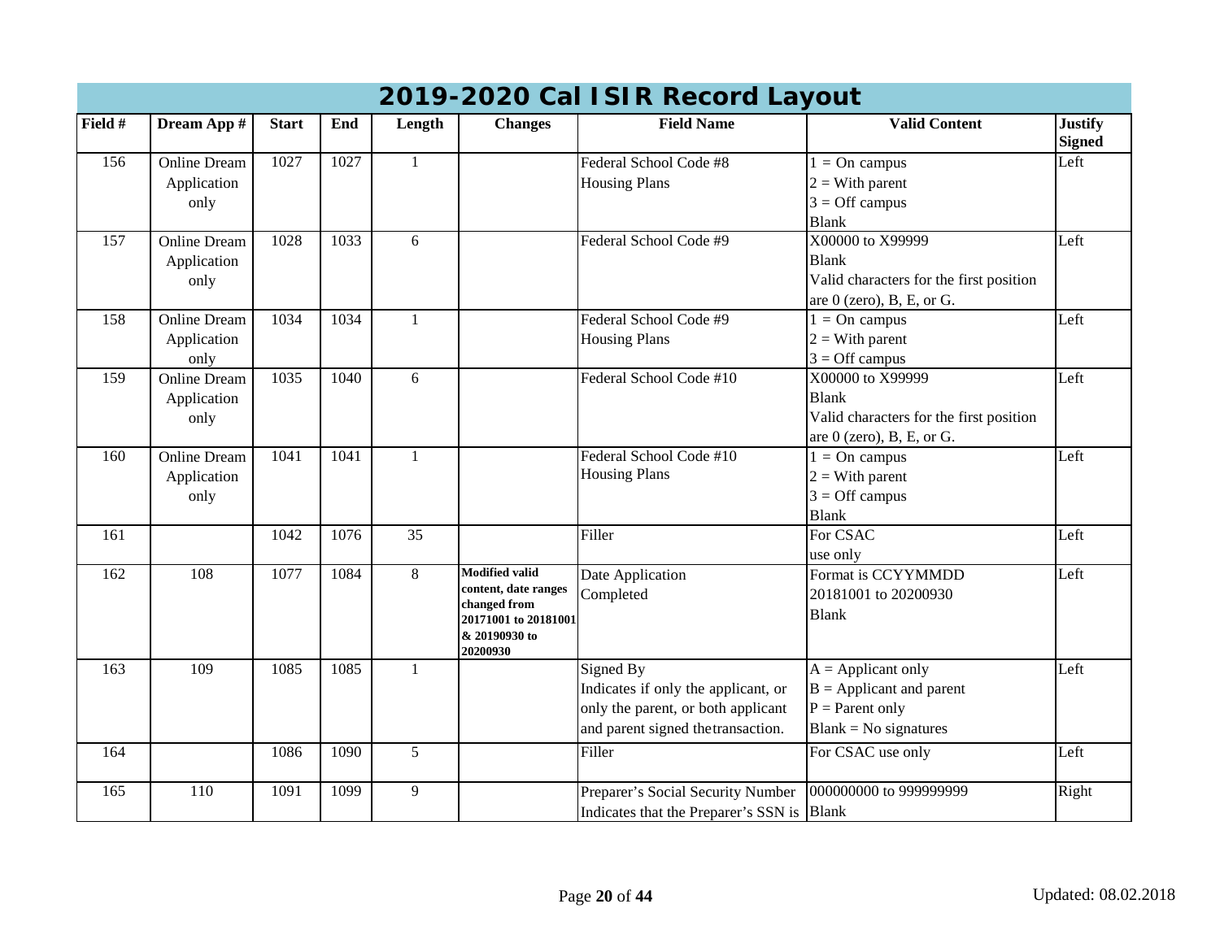# 2019-2020 Cal ISIR Record Layout

| Field # | Dream App # | Start | End | Length | Changes | Field Name | Valid Content | Justify Signed |
|---|---|---|---|---|---|---|---|---|
| 156 | Online Dream Application only | 1027 | 1027 | 1 | | Federal School Code #8 Housing Plans | 1 = On campus<br>2 = With parent<br>3 = Off campus<br>Blank | Left |
| 157 | Online Dream Application only | 1028 | 1033 | 6 | | Federal School Code #9 | X00000 to X99999<br>Blank<br>Valid characters for the first position are 0 (zero), B, E, or G. | Left |
| 158 | Online Dream Application only | 1034 | 1034 | 1 | | Federal School Code #9 Housing Plans | 1 = On campus<br>2 = With parent<br>3 = Off campus | Left |
| 159 | Online Dream Application only | 1035 | 1040 | 6 | | Federal School Code #10 | X00000 to X99999<br>Blank<br>Valid characters for the first position are 0 (zero), B, E, or G. | Left |
| 160 | Online Dream Application only | 1041 | 1041 | 1 | | Federal School Code #10 Housing Plans | 1 = On campus<br>2 = With parent<br>3 = Off campus<br>Blank | Left |
| 161 | | 1042 | 1076 | 35 | | Filler | For CSAC use only | Left |
| 162 | 108 | 1077 | 1084 | 8 | **Modified valid content, date ranges changed from 20171001 to 20181001 & 20190930 to 20200930** | Date Application Completed | Format is CCYYMMDD<br>20181001 to 20200930<br>Blank | Left |
| 163 | 109 | 1085 | 1085 | 1 | | Signed By<br>Indicates if only the applicant, or only the parent, or both applicant and parent signed the transaction. | A = Applicant only<br>B = Applicant and parent<br>P = Parent only<br>Blank = No signatures | Left |
| 164 | | 1086 | 1090 | 5 | | Filler | For CSAC use only | Left |
| 165 | 110 | 1091 | 1099 | 9 | | Preparer's Social Security Number<br>Indicates that the Preparer's SSN is | 000000000 to 999999999<br>Blank | Right |

Updated: 08.02.2018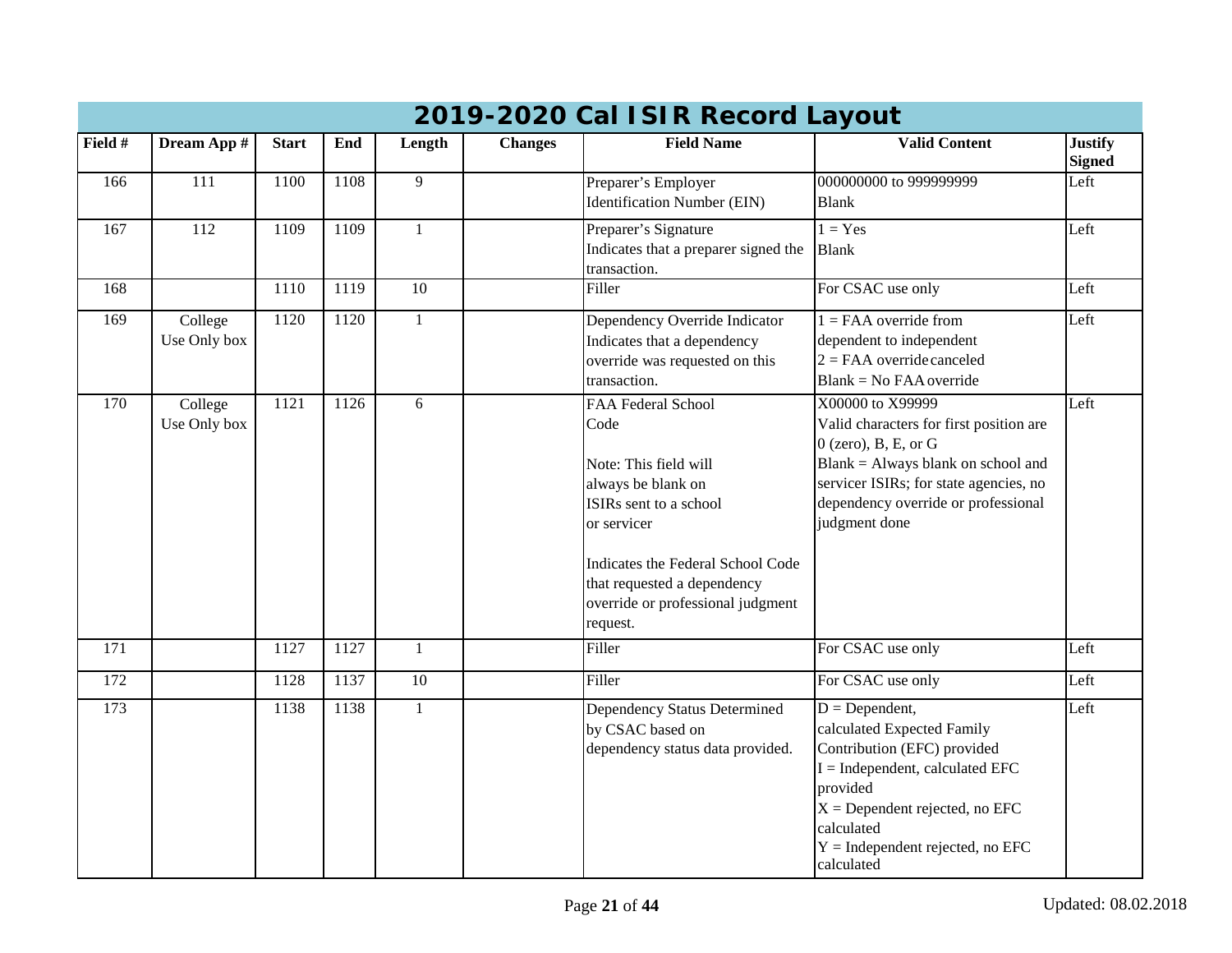# 2019-2020 Cal ISIR Record Layout

| Field # | Dream App # | Start | End | Length | Changes | Field Name | Valid Content | Justify Signed |
|---|---|---|---|---|---|---|---|---|
| 166 | 111 | 1100 | 1108 | 9 | | Preparer's Employer Identification Number (EIN) | 000000000 to 999999999<br>Blank | Left |
| 167 | 112 | 1109 | 1109 | 1 | | Preparer's Signature<br>Indicates that a preparer signed the transaction. | 1 = Yes<br>Blank | Left |
| 168 | | 1110 | 1119 | 10 | | Filler | For CSAC use only | Left |
| 169 | College Use Only box | 1120 | 1120 | 1 | | Dependency Override Indicator<br>Indicates that a dependency override was requested on this transaction. | 1 = FAA override from dependent to independent<br>2 = FAA override canceled<br>Blank = No FAA override | Left |
| 170 | College Use Only box | 1121 | 1126 | 6 | | FAA Federal School Code<br><br>Note: This field will always be blank on ISIRs sent to a school or servicer<br><br>Indicates the Federal School Code that requested a dependency override or professional judgment request. | X00000 to X99999<br>Valid characters for first position are 0 (zero), B, E, or G<br>Blank = Always blank on school and servicer ISIRs; for state agencies, no dependency override or professional judgment done | Left |
| 171 | | 1127 | 1127 | 1 | | Filler | For CSAC use only | Left |
| 172 | | 1128 | 1137 | 10 | | Filler | For CSAC use only | Left |
| 173 | | 1138 | 1138 | 1 | | Dependency Status Determined by CSAC based on dependency status data provided. | D = Dependent, calculated Expected Family Contribution (EFC) provided<br>I = Independent, calculated EFC provided<br>X = Dependent rejected, no EFC calculated<br>Y = Independent rejected, no EFC calculated | Left |

Updated: 08.02.2018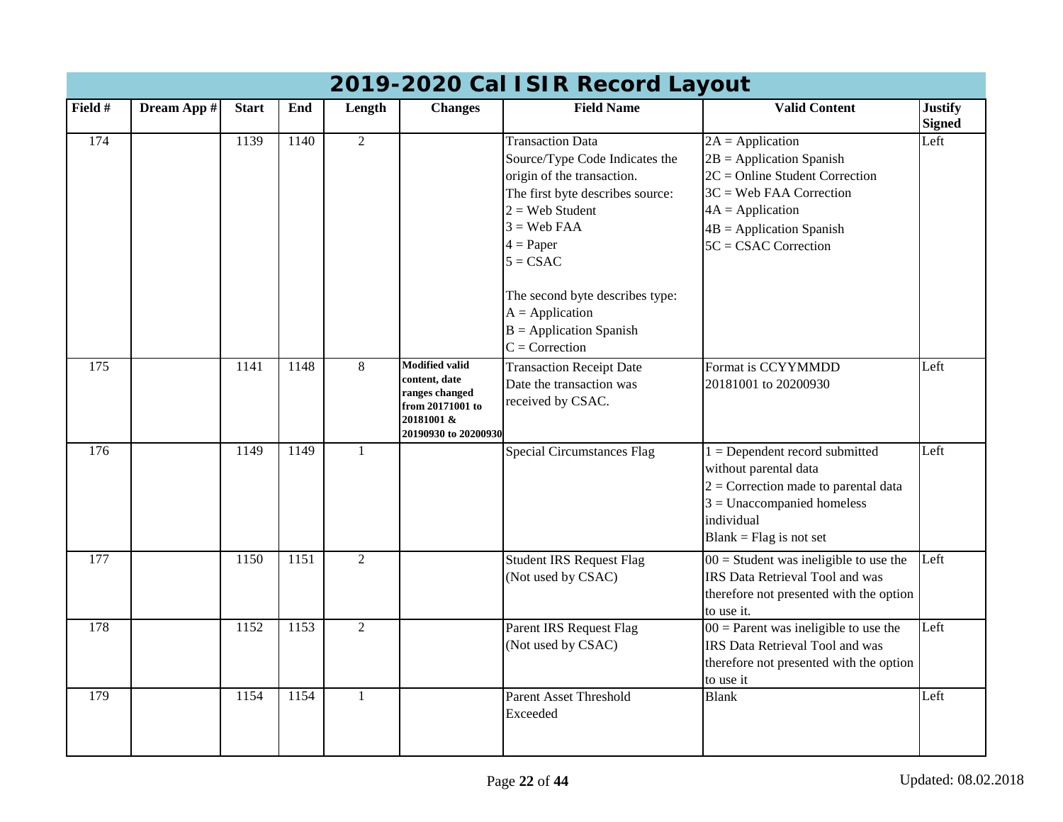# 2019-2020 Cal ISIR Record Layout

| Field # | Dream App # | Start | End | Length | Changes | Field Name | Valid Content | Justify Signed |
|---|---|---|---|---|---|---|---|---|
| 174 | | 1139 | 1140 | 2 | | Transaction Data Source/Type Code Indicates the origin of the transaction.<br>The first byte describes source:<br>2 = Web Student<br>3 = Web FAA<br>4 = Paper<br>5 = CSAC<br><br>The second byte describes type:<br>A = Application<br>B = Application Spanish<br>C = Correction | 2A = Application<br>2B = Application Spanish<br>2C = Online Student Correction<br>3C = Web FAA Correction<br>4A = Application<br>4B = Application Spanish<br>5C = CSAC Correction | Left |
| 175 | | 1141 | 1148 | 8 | **Modified valid content, date ranges changed from 20171001 to 20181001 & 20190930 to 20200930** | Transaction Receipt Date<br>Date the transaction was received by CSAC. | Format is CCYYMMDD<br>20181001 to 20200930 | Left |
| 176 | | 1149 | 1149 | 1 | | Special Circumstances Flag | 1 = Dependent record submitted without parental data<br>2 = Correction made to parental data<br>3 = Unaccompanied homeless individual<br>Blank = Flag is not set | Left |
| 177 | | 1150 | 1151 | 2 | | Student IRS Request Flag<br>(Not used by CSAC) | 00 = Student was ineligible to use the IRS Data Retrieval Tool and was therefore not presented with the option to use it. | Left |
| 178 | | 1152 | 1153 | 2 | | Parent IRS Request Flag<br>(Not used by CSAC) | 00 = Parent was ineligible to use the IRS Data Retrieval Tool and was therefore not presented with the option to use it | Left |
| 179 | | 1154 | 1154 | 1 | | Parent Asset Threshold Exceeded | Blank | Left |

Updated: 08.02.2018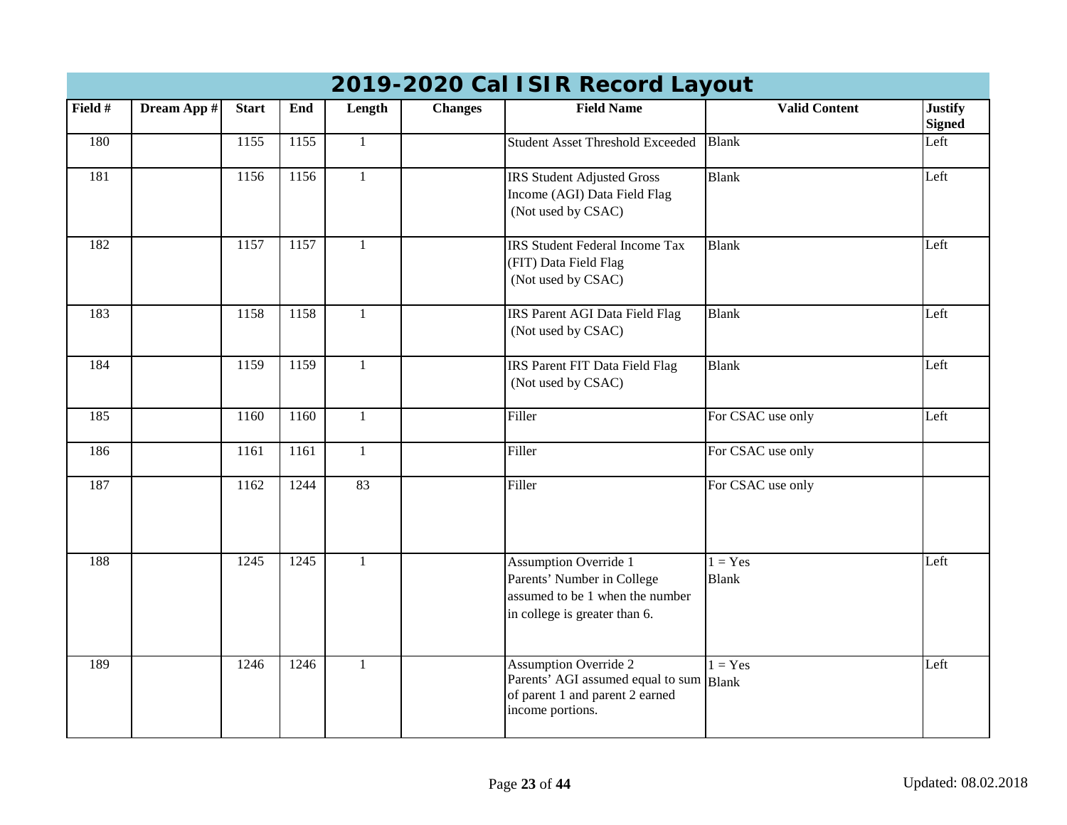# 2019-2020 Cal ISIR Record Layout

| Field # | Dream App # | Start | End | Length | Changes | Field Name | Valid Content | Justify Signed |
|---|---|---|---|---|---|---|---|---|
| 180 | | 1155 | 1155 | 1 | | Student Asset Threshold Exceeded | Blank | Left |
| 181 | | 1156 | 1156 | 1 | | IRS Student Adjusted Gross Income (AGI) Data Field Flag (Not used by CSAC) | Blank | Left |
| 182 | | 1157 | 1157 | 1 | | IRS Student Federal Income Tax (FIT) Data Field Flag (Not used by CSAC) | Blank | Left |
| 183 | | 1158 | 1158 | 1 | | IRS Parent AGI Data Field Flag (Not used by CSAC) | Blank | Left |
| 184 | | 1159 | 1159 | 1 | | IRS Parent FIT Data Field Flag (Not used by CSAC) | Blank | Left |
| 185 | | 1160 | 1160 | 1 | | Filler | For CSAC use only | Left |
| 186 | | 1161 | 1161 | 1 | | Filler | For CSAC use only | |
| 187 | | 1162 | 1244 | 83 | | Filler | For CSAC use only | |
| 188 | | 1245 | 1245 | 1 | | Assumption Override 1<br>Parents' Number in College assumed to be 1 when the number in college is greater than 6. | 1 = Yes<br>Blank | Left |
| 189 | | 1246 | 1246 | 1 | | Assumption Override 2<br>Parents' AGI assumed equal to sum of parent 1 and parent 2 earned income portions. | 1 = Yes<br>Blank | Left |

Updated: 08.02.2018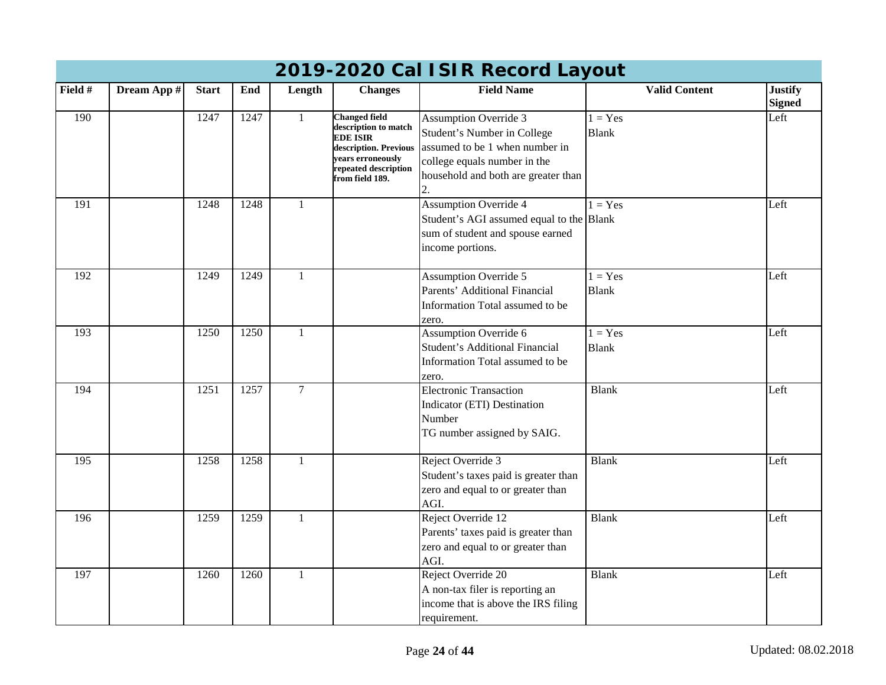# 2019-2020 Cal ISIR Record Layout

| Field # | Dream App # | Start | End | Length | Changes | Field Name | Valid Content | Justify Signed |
|---|---|---|---|---|---|---|---|---|
| 190 | | 1247 | 1247 | 1 | **Changed field description to match EDE ISIR description. Previous years erroneously repeated description from field 189.** | Assumption Override 3<br>Student's Number in College assumed to be 1 when number in college equals number in the household and both are greater than 2. | 1 = Yes<br>Blank | Left |
| 191 | | 1248 | 1248 | 1 | | Assumption Override 4<br>Student's AGI assumed equal to the sum of student and spouse earned income portions. | 1 = Yes<br>Blank | Left |
| 192 | | 1249 | 1249 | 1 | | Assumption Override 5<br>Parents' Additional Financial Information Total assumed to be zero. | 1 = Yes<br>Blank | Left |
| 193 | | 1250 | 1250 | 1 | | Assumption Override 6<br>Student's Additional Financial Information Total assumed to be zero. | 1 = Yes<br>Blank | Left |
| 194 | | 1251 | 1257 | 7 | | Electronic Transaction Indicator (ETI) Destination Number<br>TG number assigned by SAIG. | Blank | Left |
| 195 | | 1258 | 1258 | 1 | | Reject Override 3<br>Student's taxes paid is greater than zero and equal to or greater than AGI. | Blank | Left |
| 196 | | 1259 | 1259 | 1 | | Reject Override 12<br>Parents' taxes paid is greater than zero and equal to or greater than AGI. | Blank | Left |
| 197 | | 1260 | 1260 | 1 | | Reject Override 20<br>A non-tax filer is reporting an income that is above the IRS filing requirement. | Blank | Left |

Updated: 08.02.2018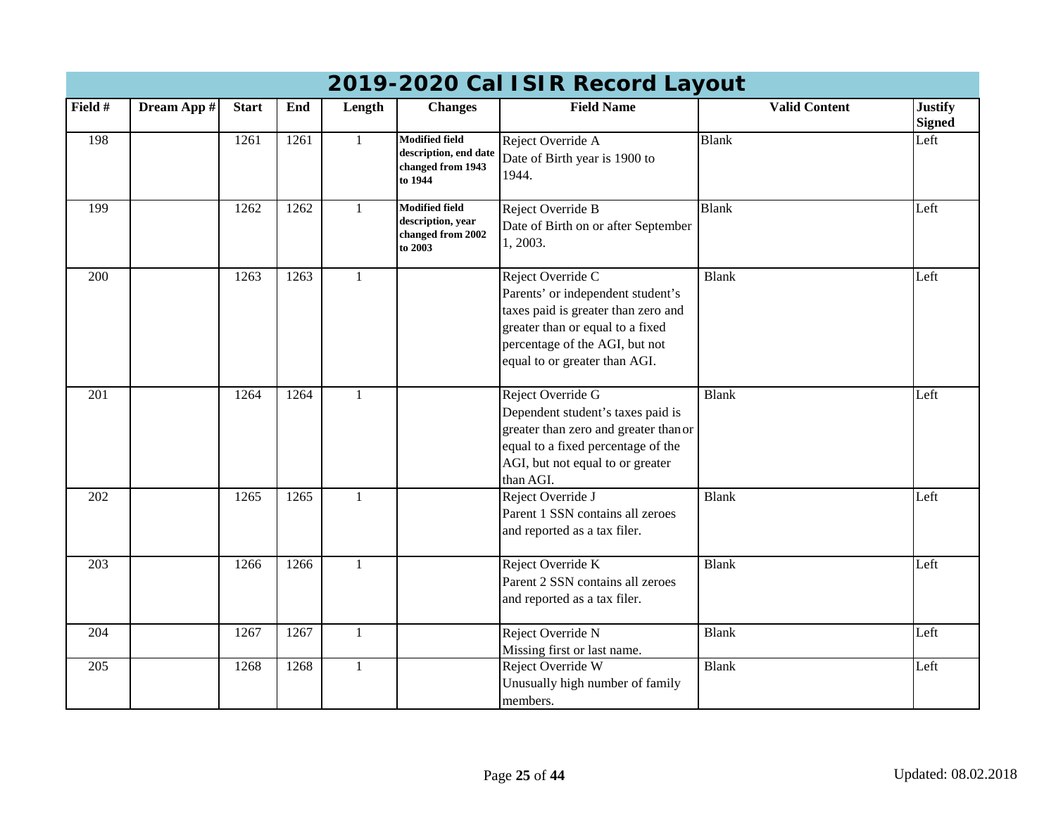# 2019-2020 Cal ISIR Record Layout

| Field # | Dream App # | Start | End | Length | Changes | Field Name | Valid Content | Justify Signed |
|---|---|---|---|---|---|---|---|---|
| 198 | | 1261 | 1261 | 1 | **Modified field description, end date changed from 1943 to 1944** | Reject Override A<br>Date of Birth year is 1900 to 1944. | Blank | Left |
| 199 | | 1262 | 1262 | 1 | **Modified field description, year changed from 2002 to 2003** | Reject Override B<br>Date of Birth on or after September 1, 2003. | Blank | Left |
| 200 | | 1263 | 1263 | 1 | | Reject Override C<br>Parents' or independent student's taxes paid is greater than zero and greater than or equal to a fixed percentage of the AGI, but not equal to or greater than AGI. | Blank | Left |
| 201 | | 1264 | 1264 | 1 | | Reject Override G<br>Dependent student's taxes paid is greater than zero and greater than or equal to a fixed percentage of the AGI, but not equal to or greater than AGI. | Blank | Left |
| 202 | | 1265 | 1265 | 1 | | Reject Override J<br>Parent 1 SSN contains all zeroes and reported as a tax filer. | Blank | Left |
| 203 | | 1266 | 1266 | 1 | | Reject Override K<br>Parent 2 SSN contains all zeroes and reported as a tax filer. | Blank | Left |
| 204 | | 1267 | 1267 | 1 | | Reject Override N<br>Missing first or last name. | Blank | Left |
| 205 | | 1268 | 1268 | 1 | | Reject Override W<br>Unusually high number of family members. | Blank | Left |

Updated: 08.02.2018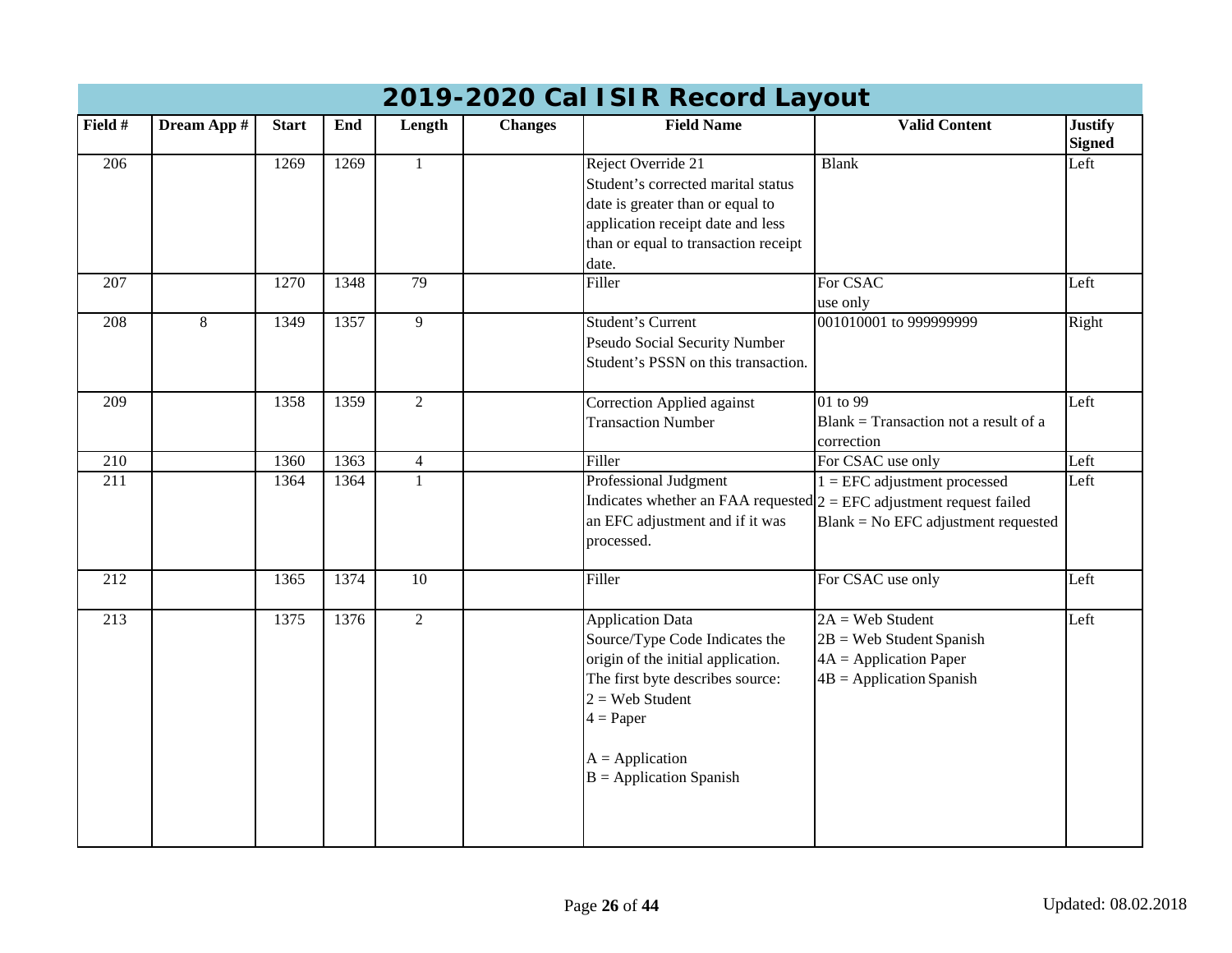# 2019-2020 Cal ISIR Record Layout

| Field # | Dream App # | Start | End | Length | Changes | Field Name | Valid Content | Justify Signed |
|---|---|---|---|---|---|---|---|---|
| 206 | | 1269 | 1269 | 1 | | Reject Override 21<br>Student's corrected marital status date is greater than or equal to application receipt date and less than or equal to transaction receipt date. | Blank | Left |
| 207 | | 1270 | 1348 | 79 | | Filler | For CSAC use only | Left |
| 208 | 8 | 1349 | 1357 | 9 | | Student's Current Pseudo Social Security Number<br>Student's PSSN on this transaction. | 001010001 to 999999999 | Right |
| 209 | | 1358 | 1359 | 2 | | Correction Applied against Transaction Number | 01 to 99<br>Blank = Transaction not a result of a correction | Left |
| 210 | | 1360 | 1363 | 4 | | Filler | For CSAC use only | Left |
| 211 | | 1364 | 1364 | 1 | | Professional Judgment<br>Indicates whether an FAA requested an EFC adjustment and if it was processed. | 1 = EFC adjustment processed<br>2 = EFC adjustment request failed<br>Blank = No EFC adjustment requested | Left |
| 212 | | 1365 | 1374 | 10 | | Filler | For CSAC use only | Left |
| 213 | | 1375 | 1376 | 2 | | Application Data Source/Type Code Indicates the origin of the initial application. The first byte describes source:<br>2 = Web Student<br>4 = Paper<br><br>A = Application<br>B = Application Spanish | 2A = Web Student<br>2B = Web Student Spanish<br>4A = Application Paper<br>4B = Application Spanish | Left |

Updated: 08.02.2018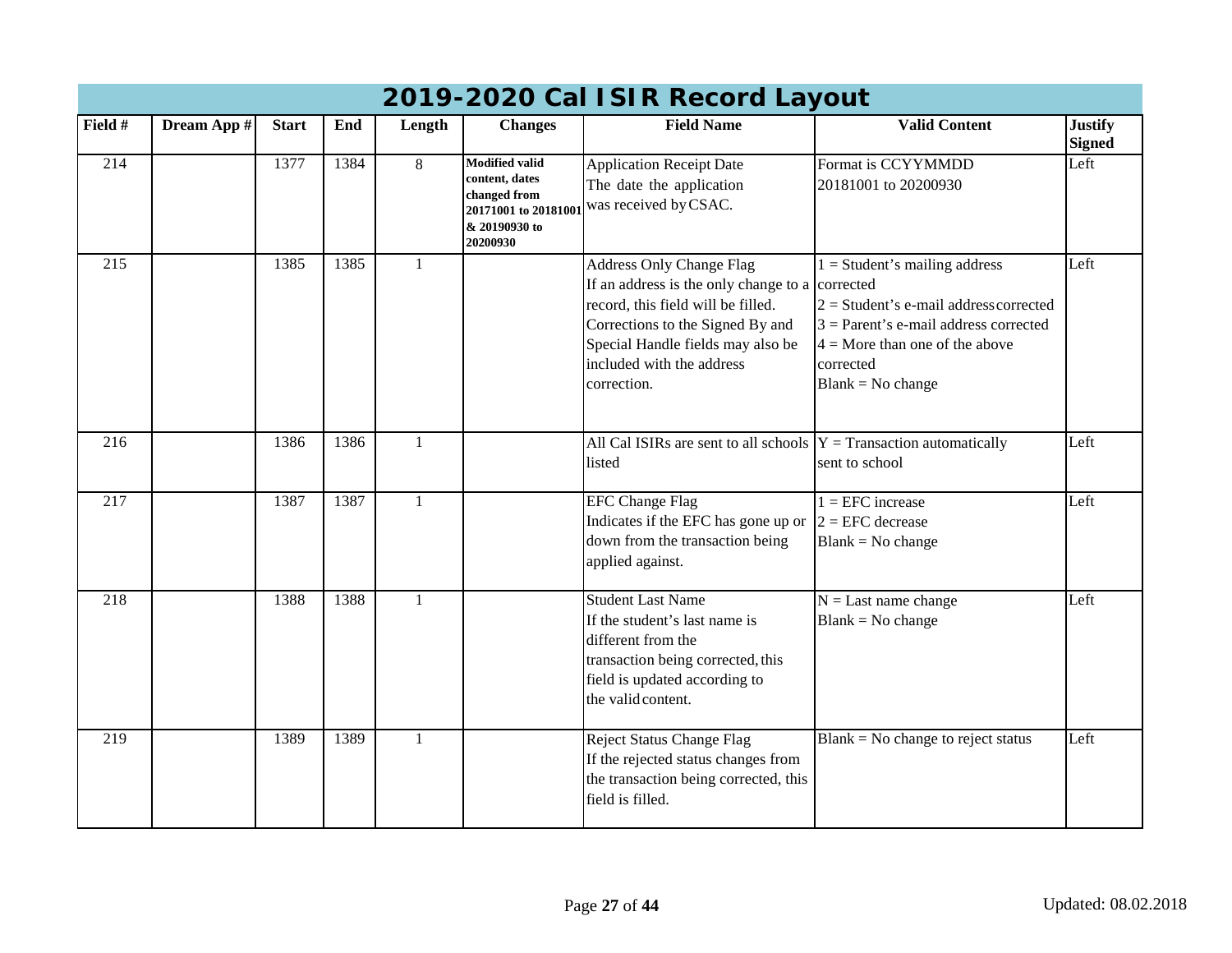# 2019-2020 Cal ISIR Record Layout

| Field # | Dream App # | Start | End | Length | Changes | Field Name | Valid Content | Justify Signed |
|---|---|---|---|---|---|---|---|---|
| 214 | | 1377 | 1384 | 8 | **Modified valid content, dates changed from 20171001 to 20181001 & 20190930 to 20200930** | Application Receipt Date<br>The date the application was received by CSAC. | Format is CCYYMMDD<br>20181001 to 20200930 | Left |
| 215 | | 1385 | 1385 | 1 | | Address Only Change Flag<br>If an address is the only change to a record, this field will be filled. Corrections to the Signed By and Special Handle fields may also be included with the address correction. | 1 = Student's mailing address corrected<br>2 = Student's e-mail address corrected<br>3 = Parent's e-mail address corrected<br>4 = More than one of the above corrected<br>Blank = No change | Left |
| 216 | | 1386 | 1386 | 1 | | All Cal ISIRs are sent to all schools listed | Y = Transaction automatically sent to school | Left |
| 217 | | 1387 | 1387 | 1 | | EFC Change Flag<br>Indicates if the EFC has gone up or down from the transaction being applied against. | 1 = EFC increase<br>2 = EFC decrease<br>Blank = No change | Left |
| 218 | | 1388 | 1388 | 1 | | Student Last Name<br>If the student's last name is different from the transaction being corrected, this field is updated according to the valid content. | N = Last name change<br>Blank = No change | Left |
| 219 | | 1389 | 1389 | 1 | | Reject Status Change Flag<br>If the rejected status changes from the transaction being corrected, this field is filled. | Blank = No change to reject status | Left |

Updated: 08.02.2018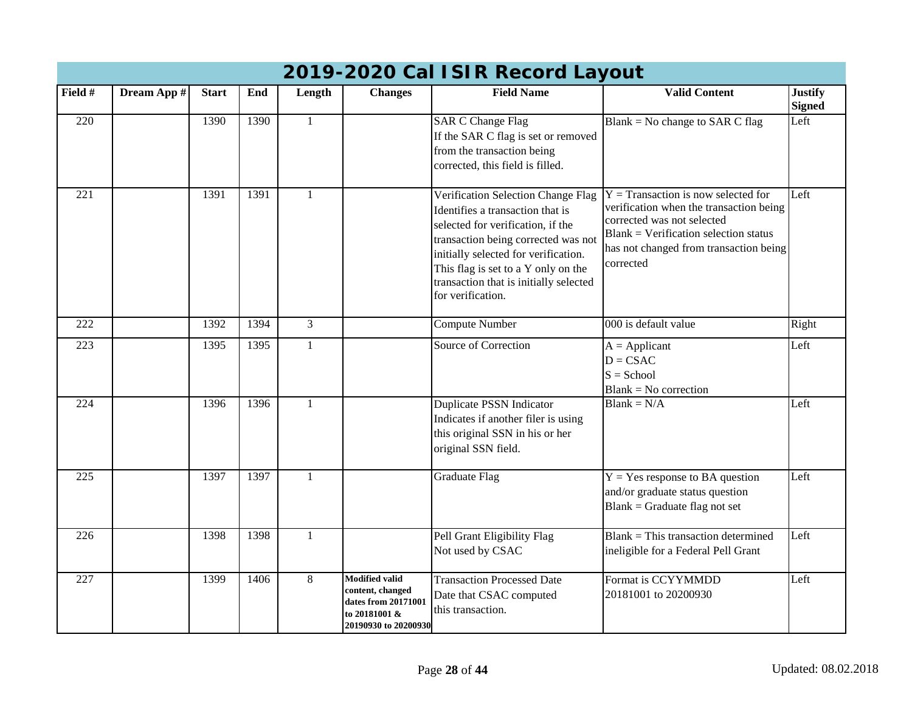# 2019-2020 Cal ISIR Record Layout

| Field # | Dream App # | Start | End | Length | Changes | Field Name | Valid Content | Justify Signed |
|---|---|---|---|---|---|---|---|---|
| 220 | | 1390 | 1390 | 1 | | SAR C Change Flag<br>If the SAR C flag is set or removed from the transaction being corrected, this field is filled. | Blank = No change to SAR C flag | Left |
| 221 | | 1391 | 1391 | 1 | | Verification Selection Change Flag<br>Identifies a transaction that is selected for verification, if the transaction being corrected was not initially selected for verification. This flag is set to a Y only on the transaction that is initially selected for verification. | Y = Transaction is now selected for verification when the transaction being corrected was not selected<br>Blank = Verification selection status has not changed from transaction being corrected | Left |
| 222 | | 1392 | 1394 | 3 | | Compute Number | 000 is default value | Right |
| 223 | | 1395 | 1395 | 1 | | Source of Correction | A = Applicant<br>D = CSAC<br>S = School<br>Blank = No correction | Left |
| 224 | | 1396 | 1396 | 1 | | Duplicate PSSN Indicator<br>Indicates if another filer is using this original SSN in his or her original SSN field. | Blank = N/A | Left |
| 225 | | 1397 | 1397 | 1 | | Graduate Flag | Y = Yes response to BA question and/or graduate status question<br>Blank = Graduate flag not set | Left |
| 226 | | 1398 | 1398 | 1 | | Pell Grant Eligibility Flag<br>Not used by CSAC | Blank = This transaction determined ineligible for a Federal Pell Grant | Left |
| 227 | | 1399 | 1406 | 8 | **Modified valid content, changed dates from 20171001 to 20181001 & 20190930 to 20200930** | Transaction Processed Date<br>Date that CSAC computed this transaction. | Format is CCYYMMDD<br>20181001 to 20200930 | Left |

Updated: 08.02.2018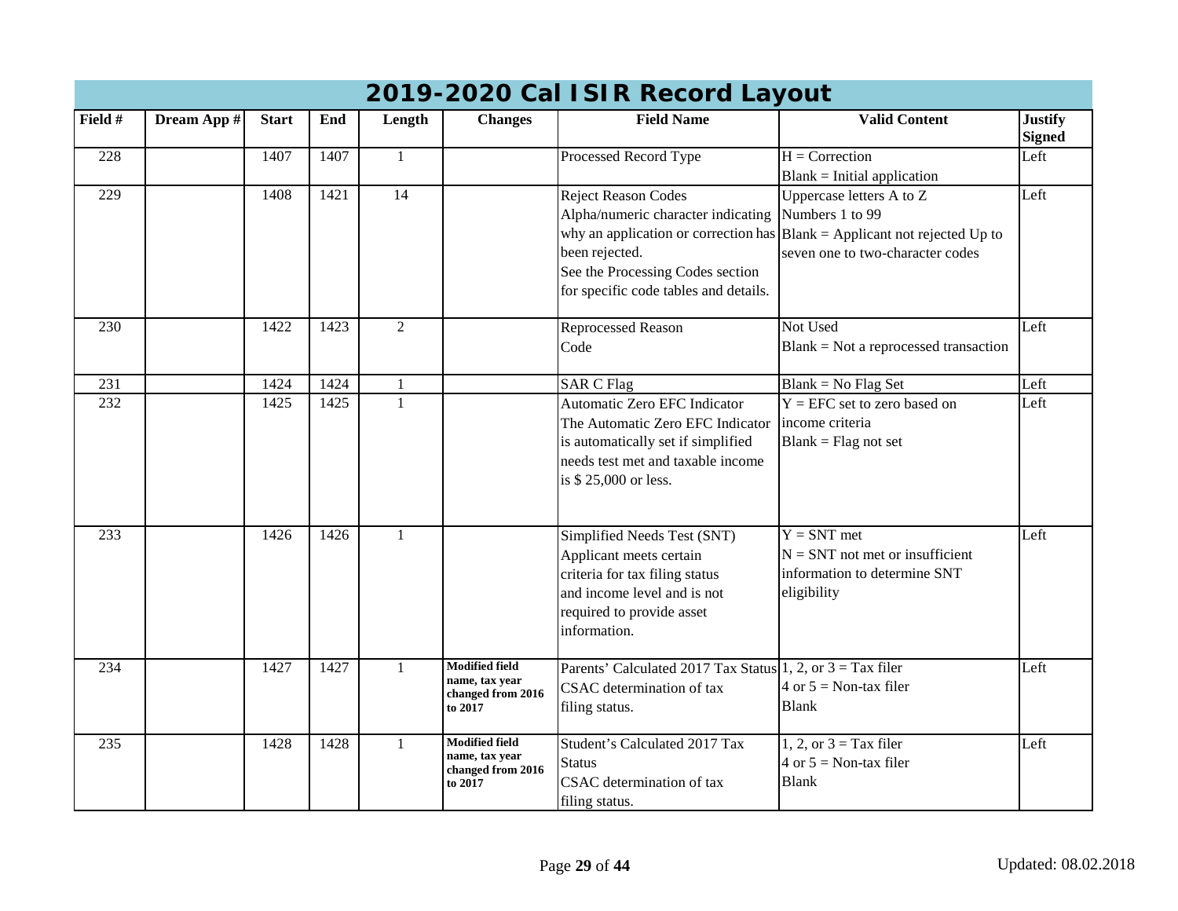# 2019-2020 Cal ISIR Record Layout

| Field # | Dream App # | Start | End | Length | Changes | Field Name | Valid Content | Justify Signed |
|---|---|---|---|---|---|---|---|---|
| 228 | | 1407 | 1407 | 1 | | Processed Record Type | H = Correction<br>Blank = Initial application | Left |
| 229 | | 1408 | 1421 | 14 | | Reject Reason Codes<br>Alpha/numeric character indicating why an application or correction has been rejected.<br>See the Processing Codes section for specific code tables and details. | Uppercase letters A to Z<br>Numbers 1 to 99<br>Blank = Applicant not rejected Up to seven one to two-character codes | Left |
| 230 | | 1422 | 1423 | 2 | | Reprocessed Reason Code | Not Used<br>Blank = Not a reprocessed transaction | Left |
| 231 | | 1424 | 1424 | 1 | | SAR C Flag | Blank = No Flag Set | Left |
| 232 | | 1425 | 1425 | 1 | | Automatic Zero EFC Indicator<br>The Automatic Zero EFC Indicator is automatically set if simplified needs test met and taxable income is $ 25,000 or less. | Y = EFC set to zero based on income criteria<br>Blank = Flag not set | Left |
| 233 | | 1426 | 1426 | 1 | | Simplified Needs Test (SNT)<br>Applicant meets certain criteria for tax filing status and income level and is not required to provide asset information. | Y = SNT met<br>N = SNT not met or insufficient information to determine SNT eligibility | Left |
| 234 | | 1427 | 1427 | 1 | **Modified field name, tax year changed from 2016 to 2017** | Parents' Calculated 2017 Tax Status<br>CSAC determination of tax filing status. | 1, 2, or 3 = Tax filer<br>4 or 5 = Non-tax filer<br>Blank | Left |
| 235 | | 1428 | 1428 | 1 | **Modified field name, tax year changed from 2016 to 2017** | Student's Calculated 2017 Tax Status<br>CSAC determination of tax filing status. | 1, 2, or 3 = Tax filer<br>4 or 5 = Non-tax filer<br>Blank | Left |

Updated: 08.02.2018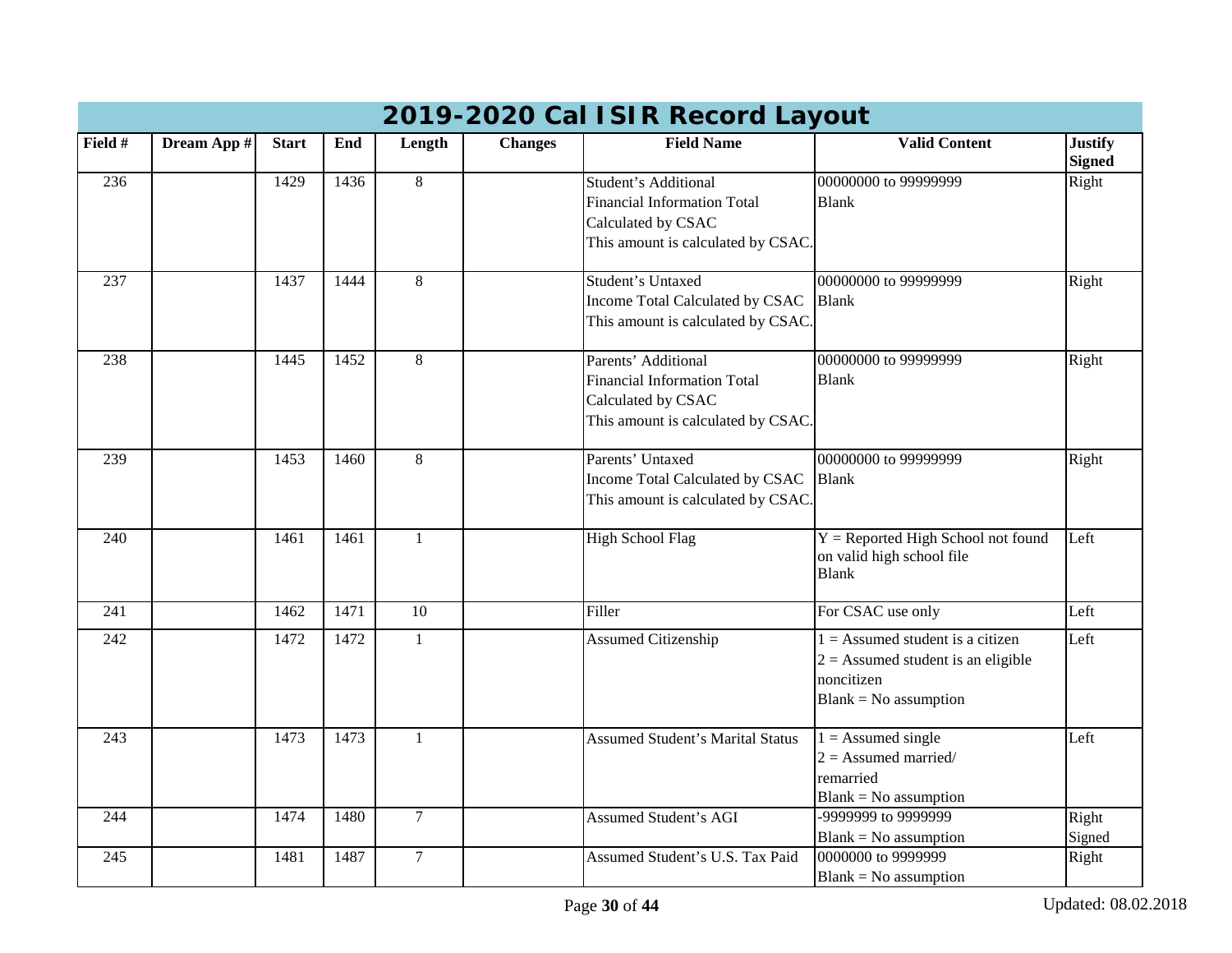# 2019-2020 Cal ISIR Record Layout

| Field # | Dream App # | Start | End | Length | Changes | Field Name | Valid Content | Justify Signed |
|---|---|---|---|---|---|---|---|---|
| 236 | | 1429 | 1436 | 8 | | Student's Additional Financial Information Total Calculated by CSAC<br>This amount is calculated by CSAC. | 00000000 to 99999999<br>Blank | Right |
| 237 | | 1437 | 1444 | 8 | | Student's Untaxed Income Total Calculated by CSAC<br>This amount is calculated by CSAC. | 00000000 to 99999999<br>Blank | Right |
| 238 | | 1445 | 1452 | 8 | | Parents' Additional Financial Information Total Calculated by CSAC<br>This amount is calculated by CSAC. | 00000000 to 99999999<br>Blank | Right |
| 239 | | 1453 | 1460 | 8 | | Parents' Untaxed Income Total Calculated by CSAC<br>This amount is calculated by CSAC. | 00000000 to 99999999<br>Blank | Right |
| 240 | | 1461 | 1461 | 1 | | High School Flag | Y = Reported High School not found on valid high school file<br>Blank | Left |
| 241 | | 1462 | 1471 | 10 | | Filler | For CSAC use only | Left |
| 242 | | 1472 | 1472 | 1 | | Assumed Citizenship | 1 = Assumed student is a citizen<br>2 = Assumed student is an eligible noncitizen<br>Blank = No assumption | Left |
| 243 | | 1473 | 1473 | 1 | | Assumed Student's Marital Status | 1 = Assumed single<br>2 = Assumed married/ remarried<br>Blank = No assumption | Left |
| 244 | | 1474 | 1480 | 7 | | Assumed Student's AGI | -9999999 to 9999999<br>Blank = No assumption | Right Signed |
| 245 | | 1481 | 1487 | 7 | | Assumed Student's U.S. Tax Paid | 0000000 to 9999999<br>Blank = No assumption | Right |

Updated: 08.02.2018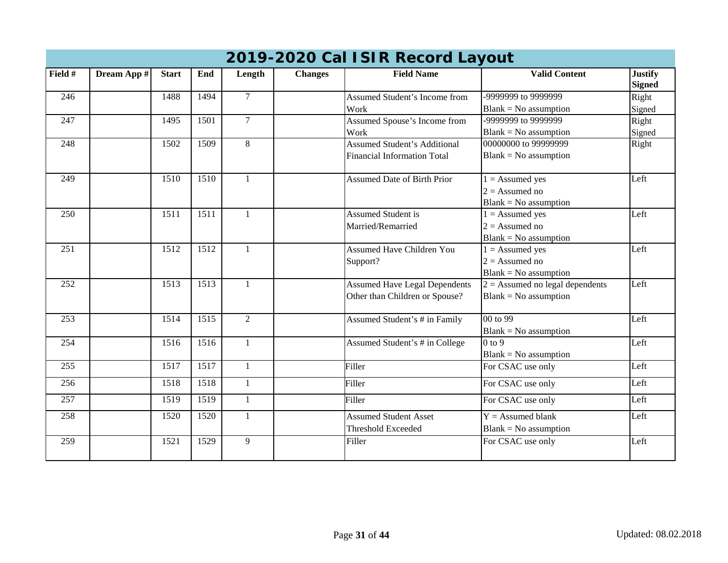# 2019-2020 Cal ISIR Record Layout

| Field # | Dream App # | Start | End | Length | Changes | Field Name | Valid Content | Justify Signed |
|---|---|---|---|---|---|---|---|---|
| 246 | | 1488 | 1494 | 7 | | Assumed Student's Income from Work | -9999999 to 9999999<br>Blank = No assumption | Right Signed |
| 247 | | 1495 | 1501 | 7 | | Assumed Spouse's Income from Work | -9999999 to 9999999<br>Blank = No assumption | Right Signed |
| 248 | | 1502 | 1509 | 8 | | Assumed Student's Additional Financial Information Total | 00000000 to 99999999<br>Blank = No assumption | Right |
| 249 | | 1510 | 1510 | 1 | | Assumed Date of Birth Prior | 1 = Assumed yes<br>2 = Assumed no<br>Blank = No assumption | Left |
| 250 | | 1511 | 1511 | 1 | | Assumed Student is Married/Remarried | 1 = Assumed yes<br>2 = Assumed no<br>Blank = No assumption | Left |
| 251 | | 1512 | 1512 | 1 | | Assumed Have Children You Support? | 1 = Assumed yes<br>2 = Assumed no<br>Blank = No assumption | Left |
| 252 | | 1513 | 1513 | 1 | | Assumed Have Legal Dependents Other than Children or Spouse? | 2 = Assumed no legal dependents<br>Blank = No assumption | Left |
| 253 | | 1514 | 1515 | 2 | | Assumed Student's # in Family | 00 to 99<br>Blank = No assumption | Left |
| 254 | | 1516 | 1516 | 1 | | Assumed Student's # in College | 0 to 9<br>Blank = No assumption | Left |
| 255 | | 1517 | 1517 | 1 | | Filler | For CSAC use only | Left |
| 256 | | 1518 | 1518 | 1 | | Filler | For CSAC use only | Left |
| 257 | | 1519 | 1519 | 1 | | Filler | For CSAC use only | Left |
| 258 | | 1520 | 1520 | 1 | | Assumed Student Asset Threshold Exceeded | Y = Assumed blank<br>Blank = No assumption | Left |
| 259 | | 1521 | 1529 | 9 | | Filler | For CSAC use only | Left |

Updated: 08.02.2018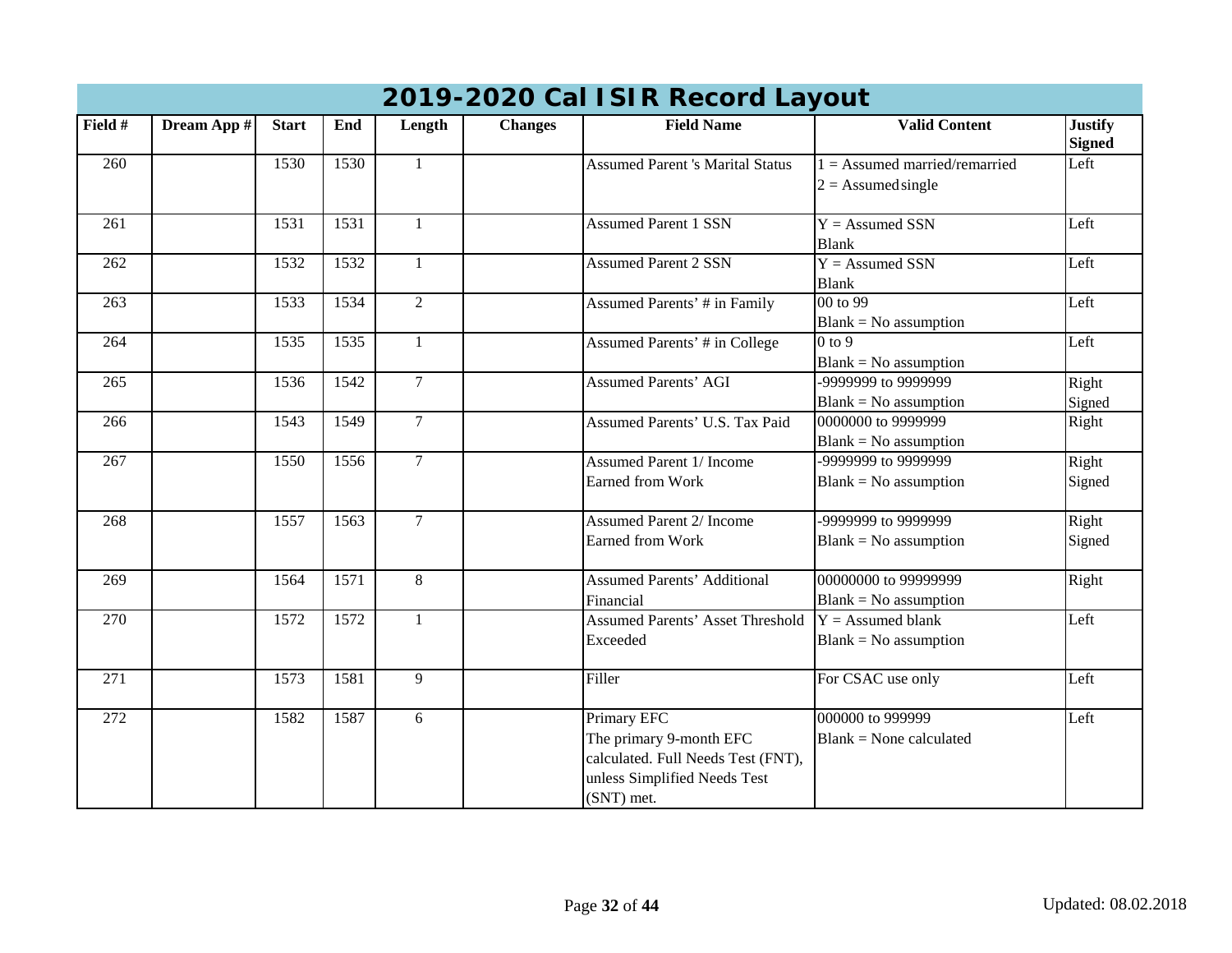# 2019-2020 Cal ISIR Record Layout

| Field # | Dream App # | Start | End | Length | Changes | Field Name | Valid Content | Justify Signed |
|---|---|---|---|---|---|---|---|---|
| 260 | | 1530 | 1530 | 1 | | Assumed Parent 's Marital Status | 1 = Assumed married/remarried<br>2 = Assumed single | Left |
| 261 | | 1531 | 1531 | 1 | | Assumed Parent 1 SSN | Y = Assumed SSN<br>Blank | Left |
| 262 | | 1532 | 1532 | 1 | | Assumed Parent 2 SSN | Y = Assumed SSN<br>Blank | Left |
| 263 | | 1533 | 1534 | 2 | | Assumed Parents' # in Family | 00 to 99<br>Blank = No assumption | Left |
| 264 | | 1535 | 1535 | 1 | | Assumed Parents' # in College | 0 to 9<br>Blank = No assumption | Left |
| 265 | | 1536 | 1542 | 7 | | Assumed Parents' AGI | -9999999 to 9999999<br>Blank = No assumption | Right Signed |
| 266 | | 1543 | 1549 | 7 | | Assumed Parents' U.S. Tax Paid | 0000000 to 9999999<br>Blank = No assumption | Right |
| 267 | | 1550 | 1556 | 7 | | Assumed Parent 1/ Income Earned from Work | -9999999 to 9999999<br>Blank = No assumption | Right Signed |
| 268 | | 1557 | 1563 | 7 | | Assumed Parent 2/ Income Earned from Work | -9999999 to 9999999<br>Blank = No assumption | Right Signed |
| 269 | | 1564 | 1571 | 8 | | Assumed Parents' Additional Financial | 00000000 to 99999999<br>Blank = No assumption | Right |
| 270 | | 1572 | 1572 | 1 | | Assumed Parents' Asset Threshold Exceeded | Y = Assumed blank<br>Blank = No assumption | Left |
| 271 | | 1573 | 1581 | 9 | | Filler | For CSAC use only | Left |
| 272 | | 1582 | 1587 | 6 | | Primary EFC<br>The primary 9-month EFC calculated. Full Needs Test (FNT), unless Simplified Needs Test (SNT) met. | 000000 to 999999<br>Blank = None calculated | Left |

Updated: 08.02.2018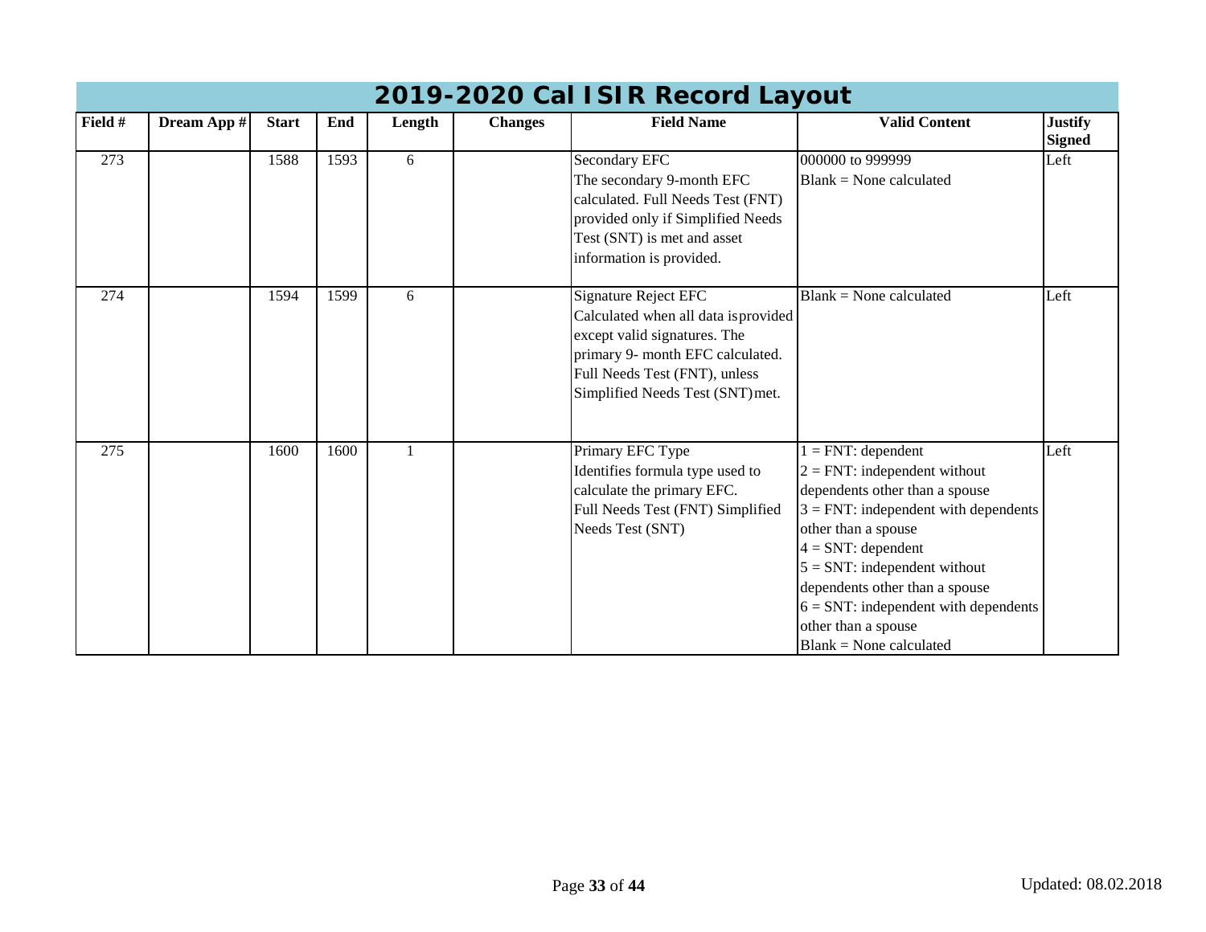## 2019-2020 Cal ISIR Record Layout

| Field # | Dream App # | Start | End | Length | Changes | Field Name | Valid Content | Justify Signed |
|---|---|---|---|---|---|---|---|---|
| 273 | | 1588 | 1593 | 6 | | Secondary EFC<br>The secondary 9-month EFC calculated. Full Needs Test (FNT) provided only if Simplified Needs Test (SNT) is met and asset information is provided. | 000000 to 999999<br>Blank = None calculated | Left |
| 274 | | 1594 | 1599 | 6 | | Signature Reject EFC<br>Calculated when all data isprovided except valid signatures. The primary 9- month EFC calculated. Full Needs Test (FNT), unless Simplified Needs Test (SNT)met. | Blank = None calculated | Left |
| 275 | | 1600 | 1600 | 1 | | Primary EFC Type<br>Identifies formula type used to calculate the primary EFC.<br>Full Needs Test (FNT) Simplified Needs Test (SNT) | 1 = FNT: dependent<br>2 = FNT: independent without dependents other than a spouse<br>3 = FNT: independent with dependents other than a spouse<br>4 = SNT: dependent<br>5 = SNT: independent without dependents other than a spouse<br>6 = SNT: independent with dependents other than a spouse<br>Blank = None calculated | Left |

Updated: 08.02.2018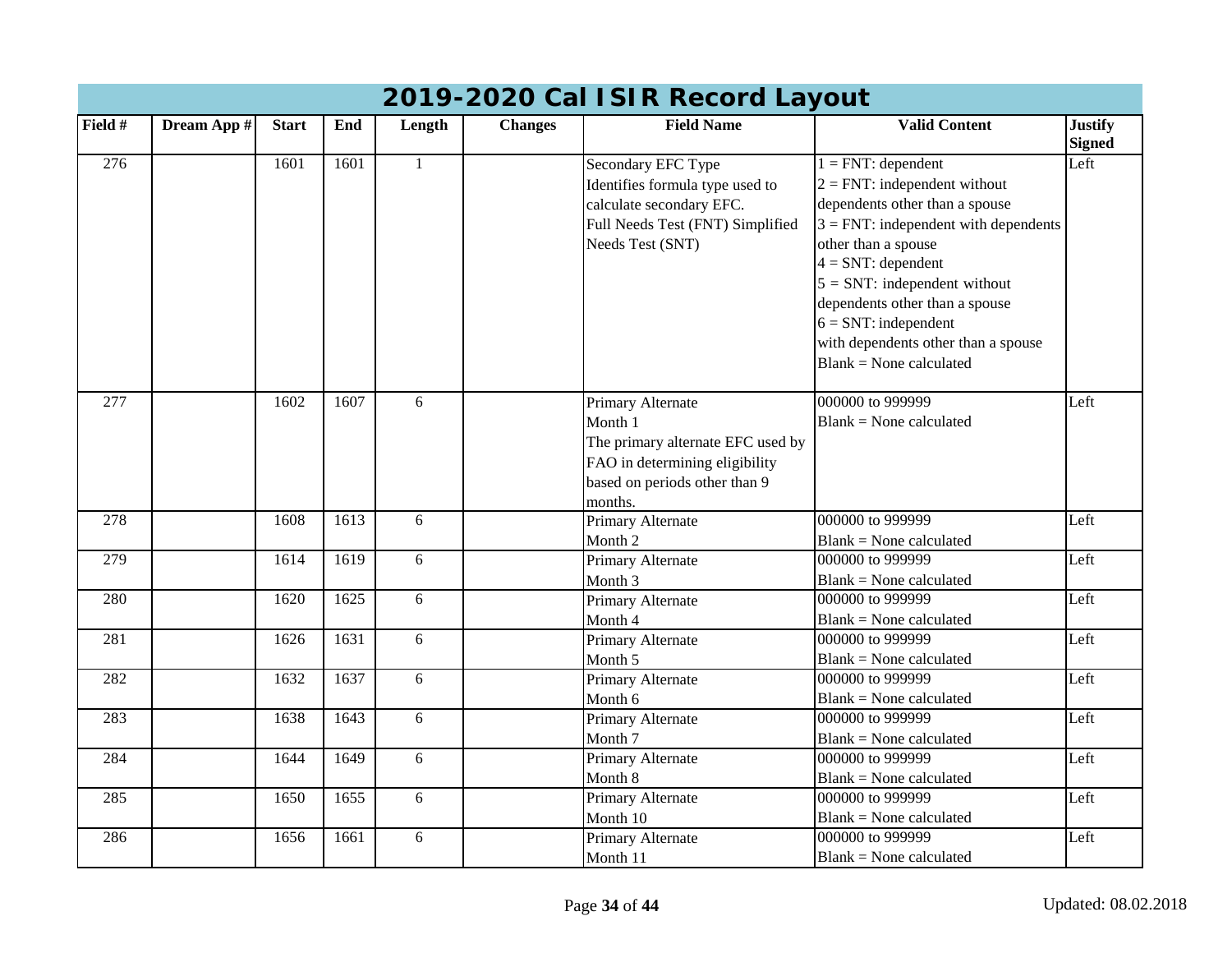# 2019-2020 Cal ISIR Record Layout

| Field # | Dream App # | Start | End | Length | Changes | Field Name | Valid Content | Justify Signed |
|---|---|---|---|---|---|---|---|---|
| 276 | | 1601 | 1601 | 1 | | Secondary EFC Type<br>Identifies formula type used to calculate secondary EFC.<br>Full Needs Test (FNT) Simplified Needs Test (SNT) | 1 = FNT: dependent<br>2 = FNT: independent without dependents other than a spouse<br>3 = FNT: independent with dependents other than a spouse<br>4 = SNT: dependent<br>5 = SNT: independent without dependents other than a spouse<br>6 = SNT: independent with dependents other than a spouse<br>Blank = None calculated | Left |
| 277 | | 1602 | 1607 | 6 | | Primary Alternate Month 1<br>The primary alternate EFC used by FAO in determining eligibility based on periods other than 9 months. | 000000 to 999999<br>Blank = None calculated | Left |
| 278 | | 1608 | 1613 | 6 | | Primary Alternate Month 2 | 000000 to 999999<br>Blank = None calculated | Left |
| 279 | | 1614 | 1619 | 6 | | Primary Alternate Month 3 | 000000 to 999999<br>Blank = None calculated | Left |
| 280 | | 1620 | 1625 | 6 | | Primary Alternate Month 4 | 000000 to 999999<br>Blank = None calculated | Left |
| 281 | | 1626 | 1631 | 6 | | Primary Alternate Month 5 | 000000 to 999999<br>Blank = None calculated | Left |
| 282 | | 1632 | 1637 | 6 | | Primary Alternate Month 6 | 000000 to 999999<br>Blank = None calculated | Left |
| 283 | | 1638 | 1643 | 6 | | Primary Alternate Month 7 | 000000 to 999999<br>Blank = None calculated | Left |
| 284 | | 1644 | 1649 | 6 | | Primary Alternate Month 8 | 000000 to 999999<br>Blank = None calculated | Left |
| 285 | | 1650 | 1655 | 6 | | Primary Alternate Month 10 | 000000 to 999999<br>Blank = None calculated | Left |
| 286 | | 1656 | 1661 | 6 | | Primary Alternate Month 11 | 000000 to 999999<br>Blank = None calculated | Left |

Updated: 08.02.2018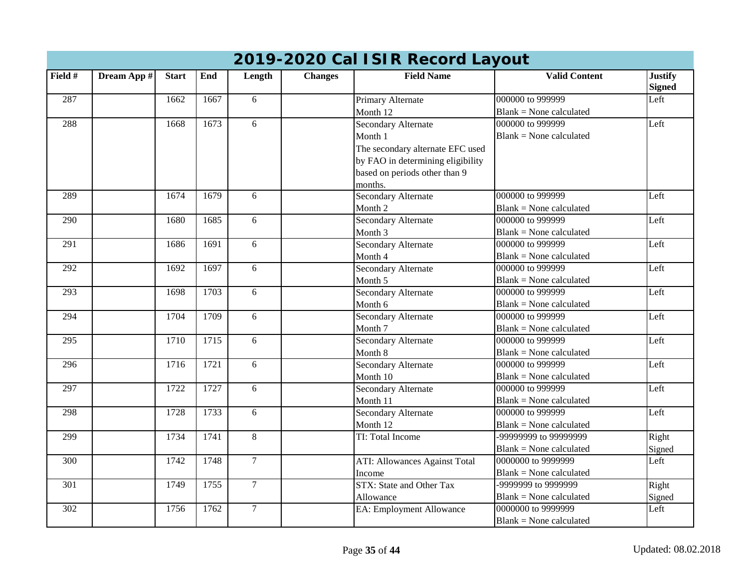# 2019-2020 Cal ISIR Record Layout

| Field # | Dream App # | Start | End | Length | Changes | Field Name | Valid Content | Justify Signed |
|---|---|---|---|---|---|---|---|---|
| 287 | | 1662 | 1667 | 6 | | Primary Alternate Month 12 | 000000 to 999999<br>Blank = None calculated | Left |
| 288 | | 1668 | 1673 | 6 | | Secondary Alternate Month 1<br>The secondary alternate EFC used by FAO in determining eligibility based on periods other than 9 months. | 000000 to 999999<br>Blank = None calculated | Left |
| 289 | | 1674 | 1679 | 6 | | Secondary Alternate Month 2 | 000000 to 999999<br>Blank = None calculated | Left |
| 290 | | 1680 | 1685 | 6 | | Secondary Alternate Month 3 | 000000 to 999999<br>Blank = None calculated | Left |
| 291 | | 1686 | 1691 | 6 | | Secondary Alternate Month 4 | 000000 to 999999<br>Blank = None calculated | Left |
| 292 | | 1692 | 1697 | 6 | | Secondary Alternate Month 5 | 000000 to 999999<br>Blank = None calculated | Left |
| 293 | | 1698 | 1703 | 6 | | Secondary Alternate Month 6 | 000000 to 999999<br>Blank = None calculated | Left |
| 294 | | 1704 | 1709 | 6 | | Secondary Alternate Month 7 | 000000 to 999999<br>Blank = None calculated | Left |
| 295 | | 1710 | 1715 | 6 | | Secondary Alternate Month 8 | 000000 to 999999<br>Blank = None calculated | Left |
| 296 | | 1716 | 1721 | 6 | | Secondary Alternate Month 10 | 000000 to 999999<br>Blank = None calculated | Left |
| 297 | | 1722 | 1727 | 6 | | Secondary Alternate Month 11 | 000000 to 999999<br>Blank = None calculated | Left |
| 298 | | 1728 | 1733 | 6 | | Secondary Alternate Month 12 | 000000 to 999999<br>Blank = None calculated | Left |
| 299 | | 1734 | 1741 | 8 | | TI: Total Income | -99999999 to 99999999<br>Blank = None calculated | Right Signed |
| 300 | | 1742 | 1748 | 7 | | ATI: Allowances Against Total Income | 0000000 to 9999999<br>Blank = None calculated | Left |
| 301 | | 1749 | 1755 | 7 | | STX: State and Other Tax Allowance | -9999999 to 9999999<br>Blank = None calculated | Right Signed |
| 302 | | 1756 | 1762 | 7 | | EA: Employment Allowance | 0000000 to 9999999<br>Blank = None calculated | Left |

Updated: 08.02.2018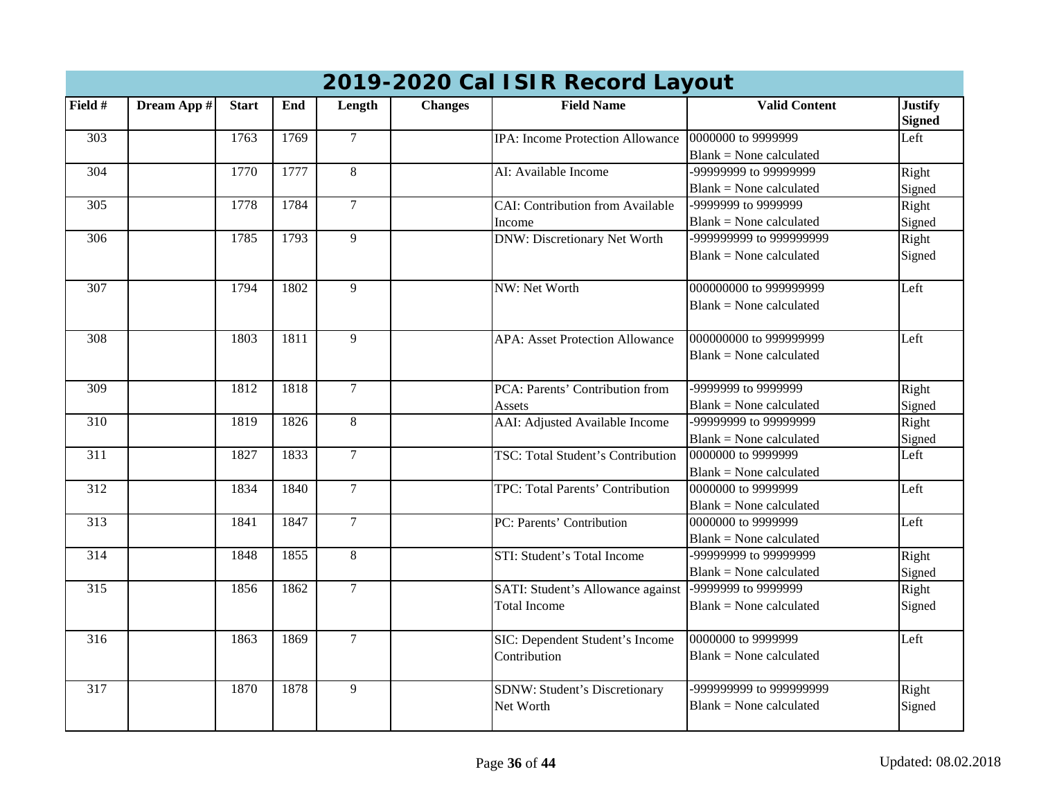# 2019-2020 Cal ISIR Record Layout

| Field # | Dream App # | Start | End | Length | Changes | Field Name | Valid Content | Justify Signed |
|---|---|---|---|---|---|---|---|---|
| 303 | | 1763 | 1769 | 7 | | IPA: Income Protection Allowance | 0000000 to 9999999<br>Blank = None calculated | Left |
| 304 | | 1770 | 1777 | 8 | | AI: Available Income | -99999999 to 99999999<br>Blank = None calculated | Right Signed |
| 305 | | 1778 | 1784 | 7 | | CAI: Contribution from Available Income | -9999999 to 9999999<br>Blank = None calculated | Right Signed |
| 306 | | 1785 | 1793 | 9 | | DNW: Discretionary Net Worth | -999999999 to 999999999<br>Blank = None calculated | Right Signed |
| 307 | | 1794 | 1802 | 9 | | NW: Net Worth | 000000000 to 999999999<br>Blank = None calculated | Left |
| 308 | | 1803 | 1811 | 9 | | APA: Asset Protection Allowance | 000000000 to 999999999<br>Blank = None calculated | Left |
| 309 | | 1812 | 1818 | 7 | | PCA: Parents' Contribution from Assets | -9999999 to 9999999<br>Blank = None calculated | Right Signed |
| 310 | | 1819 | 1826 | 8 | | AAI: Adjusted Available Income | -99999999 to 99999999<br>Blank = None calculated | Right Signed |
| 311 | | 1827 | 1833 | 7 | | TSC: Total Student's Contribution | 0000000 to 9999999<br>Blank = None calculated | Left |
| 312 | | 1834 | 1840 | 7 | | TPC: Total Parents' Contribution | 0000000 to 9999999<br>Blank = None calculated | Left |
| 313 | | 1841 | 1847 | 7 | | PC: Parents' Contribution | 0000000 to 9999999<br>Blank = None calculated | Left |
| 314 | | 1848 | 1855 | 8 | | STI: Student's Total Income | -99999999 to 99999999<br>Blank = None calculated | Right Signed |
| 315 | | 1856 | 1862 | 7 | | SATI: Student's Allowance against Total Income | -9999999 to 9999999<br>Blank = None calculated | Right Signed |
| 316 | | 1863 | 1869 | 7 | | SIC: Dependent Student's Income Contribution | 0000000 to 9999999<br>Blank = None calculated | Left |
| 317 | | 1870 | 1878 | 9 | | SDNW: Student's Discretionary Net Worth | -999999999 to 999999999<br>Blank = None calculated | Right Signed |

Updated: 08.02.2018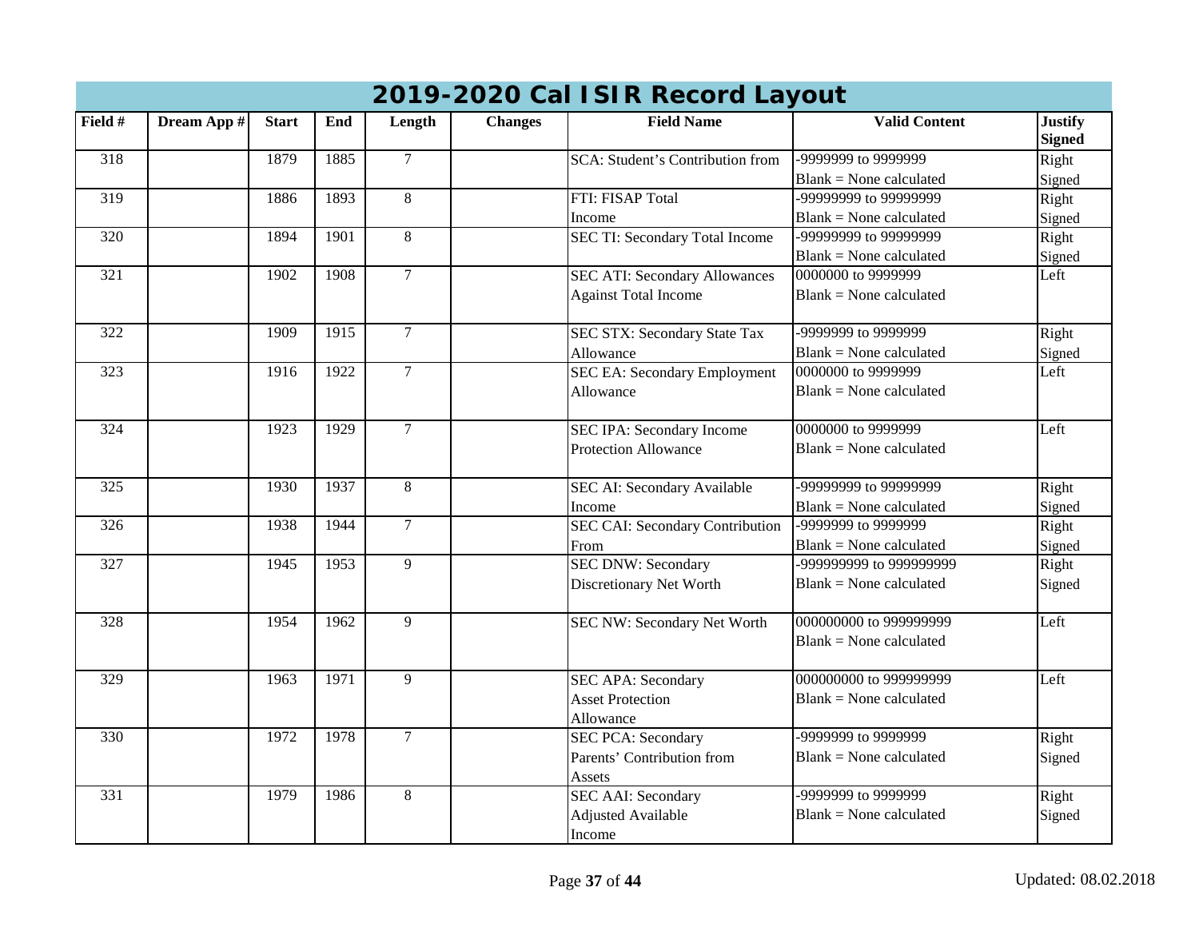# 2019-2020 Cal ISIR Record Layout

| Field # | Dream App # | Start | End | Length | Changes | Field Name | Valid Content | Justify Signed |
|---|---|---|---|---|---|---|---|---|
| 318 | | 1879 | 1885 | 7 | | SCA: Student's Contribution from | -9999999 to 9999999<br>Blank = None calculated | Right Signed |
| 319 | | 1886 | 1893 | 8 | | FTI: FISAP Total Income | -99999999 to 99999999<br>Blank = None calculated | Right Signed |
| 320 | | 1894 | 1901 | 8 | | SEC TI: Secondary Total Income | -99999999 to 99999999<br>Blank = None calculated | Right Signed |
| 321 | | 1902 | 1908 | 7 | | SEC ATI: Secondary Allowances Against Total Income | 0000000 to 9999999<br>Blank = None calculated | Left |
| 322 | | 1909 | 1915 | 7 | | SEC STX: Secondary State Tax Allowance | -9999999 to 9999999<br>Blank = None calculated | Right Signed |
| 323 | | 1916 | 1922 | 7 | | SEC EA: Secondary Employment Allowance | 0000000 to 9999999<br>Blank = None calculated | Left |
| 324 | | 1923 | 1929 | 7 | | SEC IPA: Secondary Income Protection Allowance | 0000000 to 9999999<br>Blank = None calculated | Left |
| 325 | | 1930 | 1937 | 8 | | SEC AI: Secondary Available Income | -99999999 to 99999999<br>Blank = None calculated | Right Signed |
| 326 | | 1938 | 1944 | 7 | | SEC CAI: Secondary Contribution From | -9999999 to 9999999<br>Blank = None calculated | Right Signed |
| 327 | | 1945 | 1953 | 9 | | SEC DNW: Secondary Discretionary Net Worth | -999999999 to 999999999<br>Blank = None calculated | Right Signed |
| 328 | | 1954 | 1962 | 9 | | SEC NW: Secondary Net Worth | 000000000 to 999999999<br>Blank = None calculated | Left |
| 329 | | 1963 | 1971 | 9 | | SEC APA: Secondary Asset Protection Allowance | 000000000 to 999999999<br>Blank = None calculated | Left |
| 330 | | 1972 | 1978 | 7 | | SEC PCA: Secondary Parents' Contribution from Assets | -9999999 to 9999999<br>Blank = None calculated | Right Signed |
| 331 | | 1979 | 1986 | 8 | | SEC AAI: Secondary Adjusted Available Income | -9999999 to 9999999<br>Blank = None calculated | Right Signed |

Updated: 08.02.2018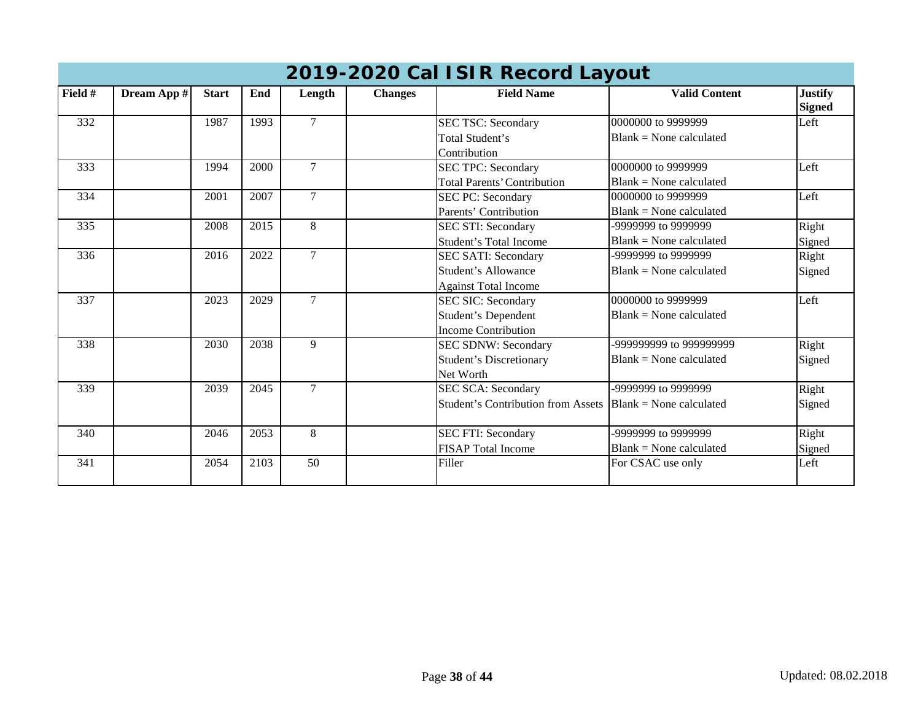# 2019-2020 Cal ISIR Record Layout

| Field # | Dream App # | Start | End | Length | Changes | Field Name | Valid Content | Justify Signed |
|---|---|---|---|---|---|---|---|---|
| 332 | | 1987 | 1993 | 7 | | SEC TSC: Secondary Total Student's Contribution | 0000000 to 9999999<br>Blank = None calculated | Left |
| 333 | | 1994 | 2000 | 7 | | SEC TPC: Secondary Total Parents' Contribution | 0000000 to 9999999<br>Blank = None calculated | Left |
| 334 | | 2001 | 2007 | 7 | | SEC PC: Secondary Parents' Contribution | 0000000 to 9999999<br>Blank = None calculated | Left |
| 335 | | 2008 | 2015 | 8 | | SEC STI: Secondary Student's Total Income | -9999999 to 9999999<br>Blank = None calculated | Right Signed |
| 336 | | 2016 | 2022 | 7 | | SEC SATI: Secondary Student's Allowance Against Total Income | -9999999 to 9999999<br>Blank = None calculated | Right Signed |
| 337 | | 2023 | 2029 | 7 | | SEC SIC: Secondary Student's Dependent Income Contribution | 0000000 to 9999999<br>Blank = None calculated | Left |
| 338 | | 2030 | 2038 | 9 | | SEC SDNW: Secondary Student's Discretionary Net Worth | -999999999 to 999999999<br>Blank = None calculated | Right Signed |
| 339 | | 2039 | 2045 | 7 | | SEC SCA: Secondary Student's Contribution from Assets | -9999999 to 9999999<br>Blank = None calculated | Right Signed |
| 340 | | 2046 | 2053 | 8 | | SEC FTI: Secondary FISAP Total Income | -9999999 to 9999999<br>Blank = None calculated | Right Signed |
| 341 | | 2054 | 2103 | 50 | | Filler | For CSAC use only | Left |

Updated: 08.02.2018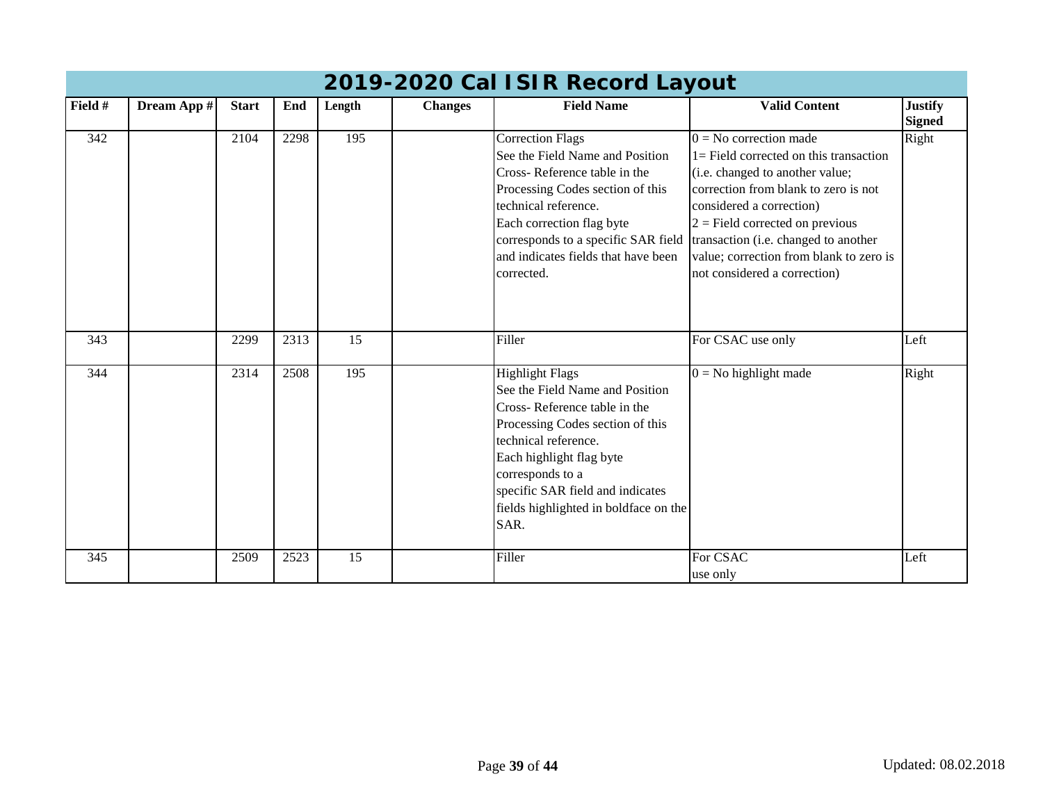# 2019-2020 Cal ISIR Record Layout

| Field # | Dream App # | Start | End | Length | Changes | Field Name | Valid Content | Justify Signed |
|---|---|---|---|---|---|---|---|---|
| 342 | | 2104 | 2298 | 195 | | Correction Flags<br>See the Field Name and Position Cross- Reference table in the Processing Codes section of this technical reference.<br>Each correction flag byte corresponds to a specific SAR field and indicates fields that have been corrected. | 0 = No correction made<br>1= Field corrected on this transaction (i.e. changed to another value; correction from blank to zero is not considered a correction)<br>2 = Field corrected on previous transaction (i.e. changed to another value; correction from blank to zero is not considered a correction) | Right |
| 343 | | 2299 | 2313 | 15 | | Filler | For CSAC use only | Left |
| 344 | | 2314 | 2508 | 195 | | Highlight Flags<br>See the Field Name and Position Cross- Reference table in the Processing Codes section of this technical reference.<br>Each highlight flag byte corresponds to a specific SAR field and indicates fields highlighted in boldface on the SAR. | 0 = No highlight made | Right |
| 345 | | 2509 | 2523 | 15 | | Filler | For CSAC use only | Left |

Updated: 08.02.2018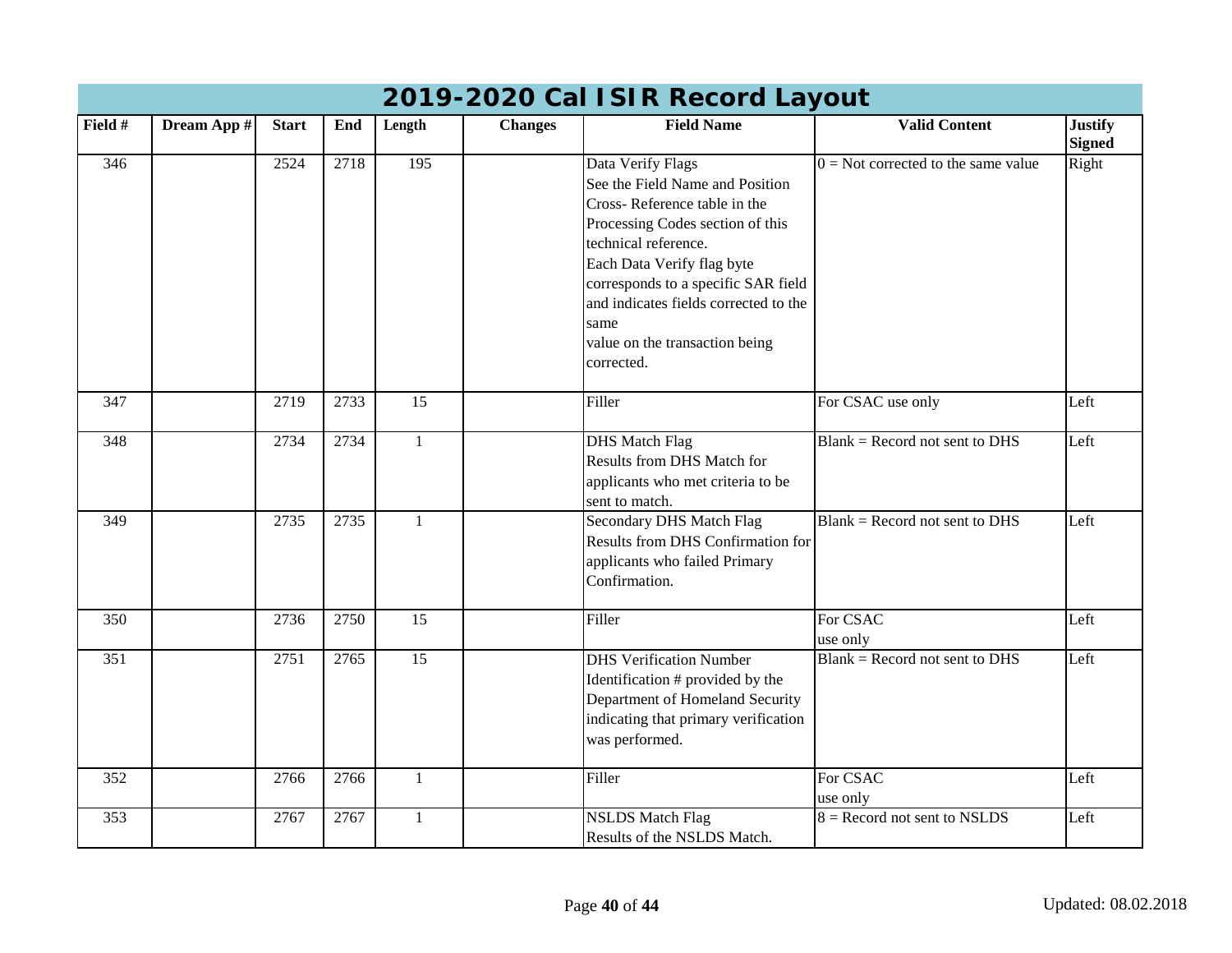# 2019-2020 Cal ISIR Record Layout

| Field # | Dream App # | Start | End | Length | Changes | Field Name | Valid Content | Justify Signed |
|---|---|---|---|---|---|---|---|---|
| 346 | | 2524 | 2718 | 195 | | Data Verify Flags<br>See the Field Name and Position Cross- Reference table in the Processing Codes section of this technical reference.<br>Each Data Verify flag byte corresponds to a specific SAR field and indicates fields corrected to the same<br>value on the transaction being corrected. | 0 = Not corrected to the same value | Right |
| 347 | | 2719 | 2733 | 15 | | Filler | For CSAC use only | Left |
| 348 | | 2734 | 2734 | 1 | | DHS Match Flag<br>Results from DHS Match for applicants who met criteria to be sent to match. | Blank = Record not sent to DHS | Left |
| 349 | | 2735 | 2735 | 1 | | Secondary DHS Match Flag<br>Results from DHS Confirmation for applicants who failed Primary Confirmation. | Blank = Record not sent to DHS | Left |
| 350 | | 2736 | 2750 | 15 | | Filler | For CSAC use only | Left |
| 351 | | 2751 | 2765 | 15 | | DHS Verification Number<br>Identification # provided by the Department of Homeland Security indicating that primary verification was performed. | Blank = Record not sent to DHS | Left |
| 352 | | 2766 | 2766 | 1 | | Filler | For CSAC use only | Left |
| 353 | | 2767 | 2767 | 1 | | NSLDS Match Flag<br>Results of the NSLDS Match. | 8 = Record not sent to NSLDS | Left |

Updated: 08.02.2018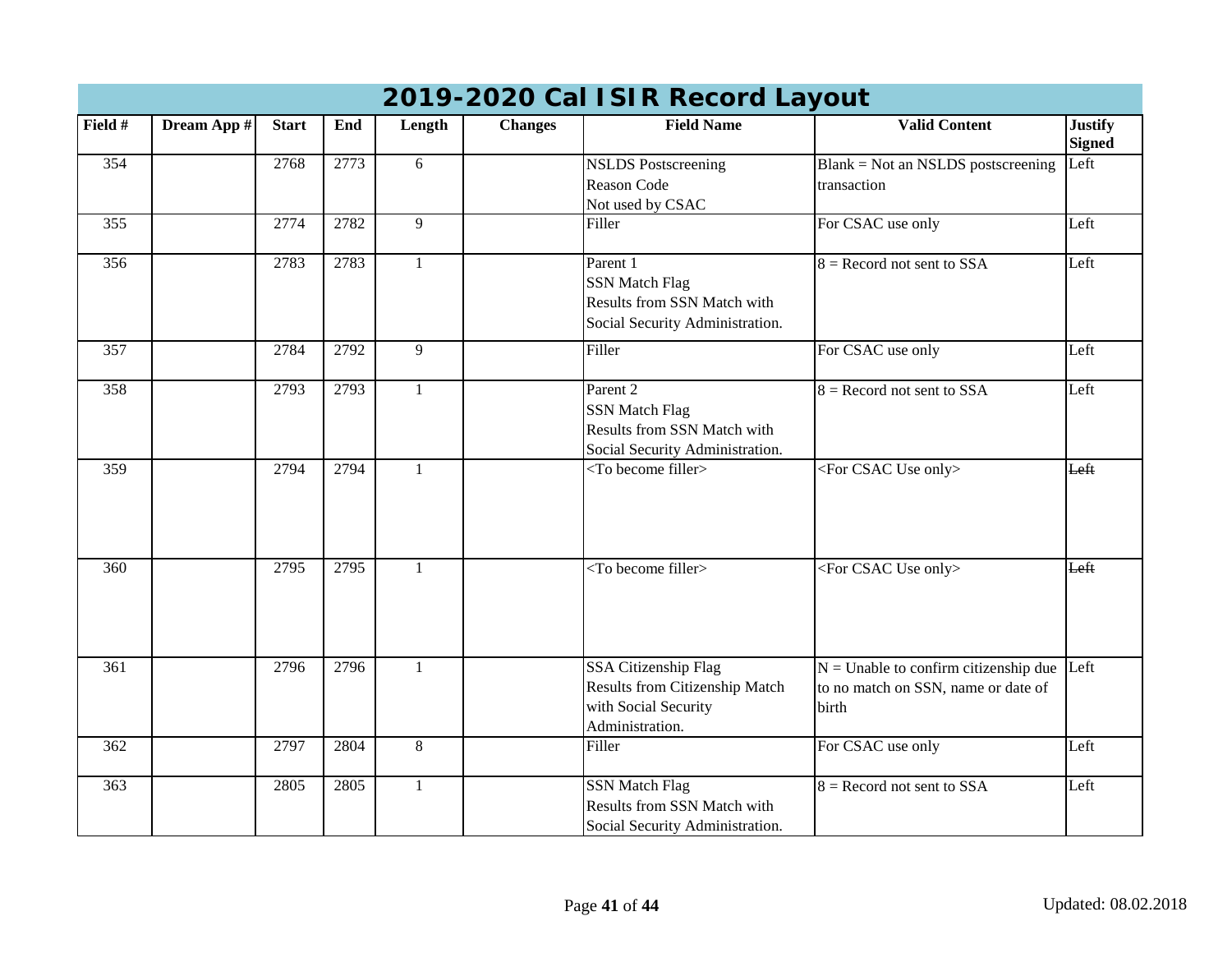# 2019-2020 Cal ISIR Record Layout

| Field # | Dream App # | Start | End | Length | Changes | Field Name | Valid Content | Justify Signed |
|---|---|---|---|---|---|---|---|---|
| 354 | | 2768 | 2773 | 6 | | NSLDS Postscreening Reason Code Not used by CSAC | Blank = Not an NSLDS postscreening transaction | Left |
| 355 | | 2774 | 2782 | 9 | | Filler | For CSAC use only | Left |
| 356 | | 2783 | 2783 | 1 | | Parent 1 SSN Match Flag Results from SSN Match with Social Security Administration. | 8 = Record not sent to SSA | Left |
| 357 | | 2784 | 2792 | 9 | | Filler | For CSAC use only | Left |
| 358 | | 2793 | 2793 | 1 | | Parent 2 SSN Match Flag Results from SSN Match with Social Security Administration. | 8 = Record not sent to SSA | Left |
| 359 | | 2794 | 2794 | 1 | | <To become filler> | <For CSAC Use only> | ~~Left~~ |
| 360 | | 2795 | 2795 | 1 | | <To become filler> | <For CSAC Use only> | ~~Left~~ |
| 361 | | 2796 | 2796 | 1 | | SSA Citizenship Flag Results from Citizenship Match with Social Security Administration. | N = Unable to confirm citizenship due to no match on SSN, name or date of birth | Left |
| 362 | | 2797 | 2804 | 8 | | Filler | For CSAC use only | Left |
| 363 | | 2805 | 2805 | 1 | | SSN Match Flag Results from SSN Match with Social Security Administration. | 8 = Record not sent to SSA | Left |

Updated: 08.02.2018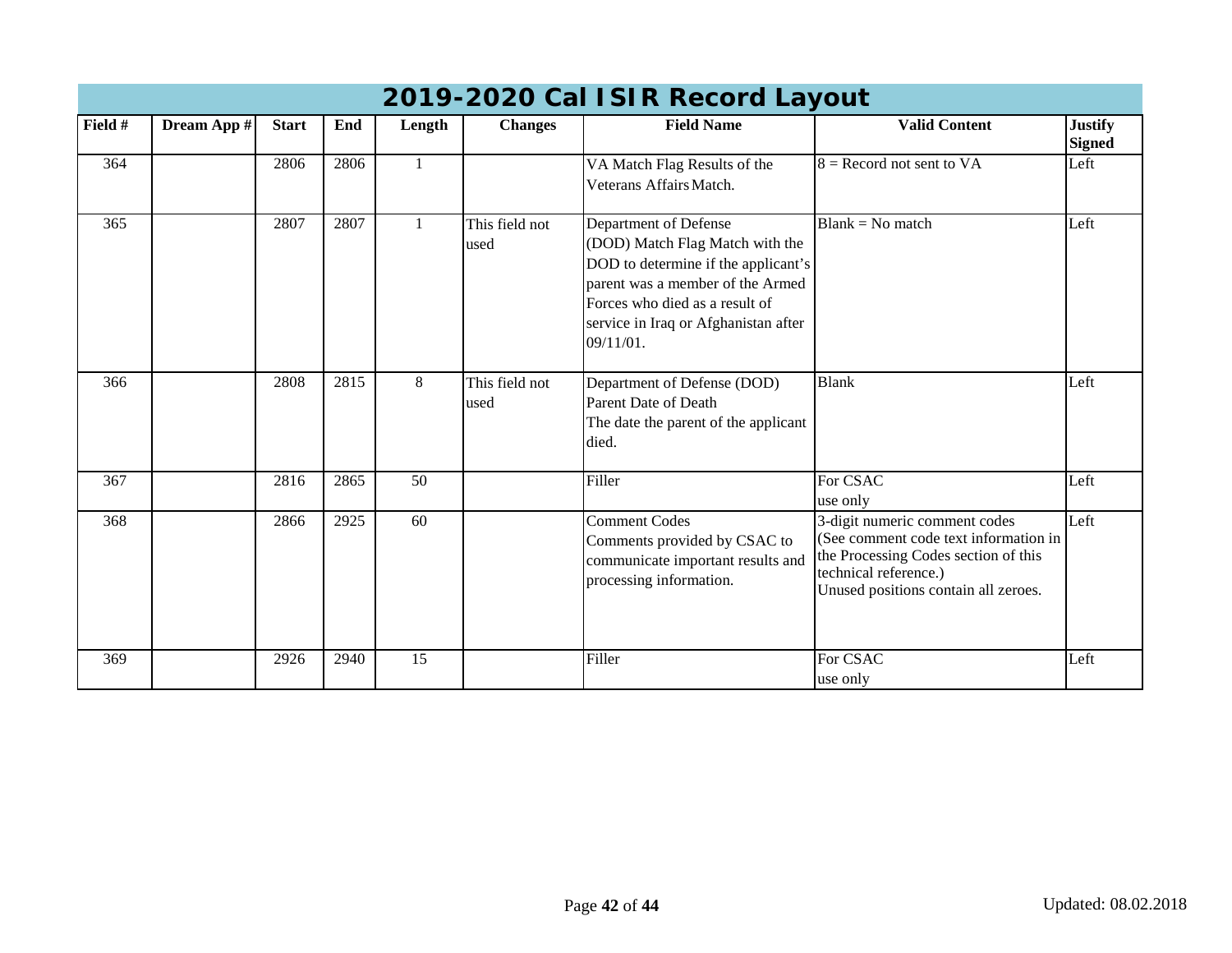# 2019-2020 Cal ISIR Record Layout

| Field # | Dream App # | Start | End | Length | Changes | Field Name | Valid Content | Justify Signed |
|---|---|---|---|---|---|---|---|---|
| 364 | | 2806 | 2806 | 1 | | VA Match Flag Results of the Veterans Affairs Match. | 8 = Record not sent to VA | Left |
| 365 | | 2807 | 2807 | 1 | This field not used | Department of Defense (DOD) Match Flag Match with the DOD to determine if the applicant's parent was a member of the Armed Forces who died as a result of service in Iraq or Afghanistan after 09/11/01. | Blank = No match | Left |
| 366 | | 2808 | 2815 | 8 | This field not used | Department of Defense (DOD) Parent Date of Death The date the parent of the applicant died. | Blank | Left |
| 367 | | 2816 | 2865 | 50 | | Filler | For CSAC use only | Left |
| 368 | | 2866 | 2925 | 60 | | Comment Codes Comments provided by CSAC to communicate important results and processing information. | 3-digit numeric comment codes (See comment code text information in the Processing Codes section of this technical reference.) Unused positions contain all zeroes. | Left |
| 369 | | 2926 | 2940 | 15 | | Filler | For CSAC use only | Left |

Updated: 08.02.2018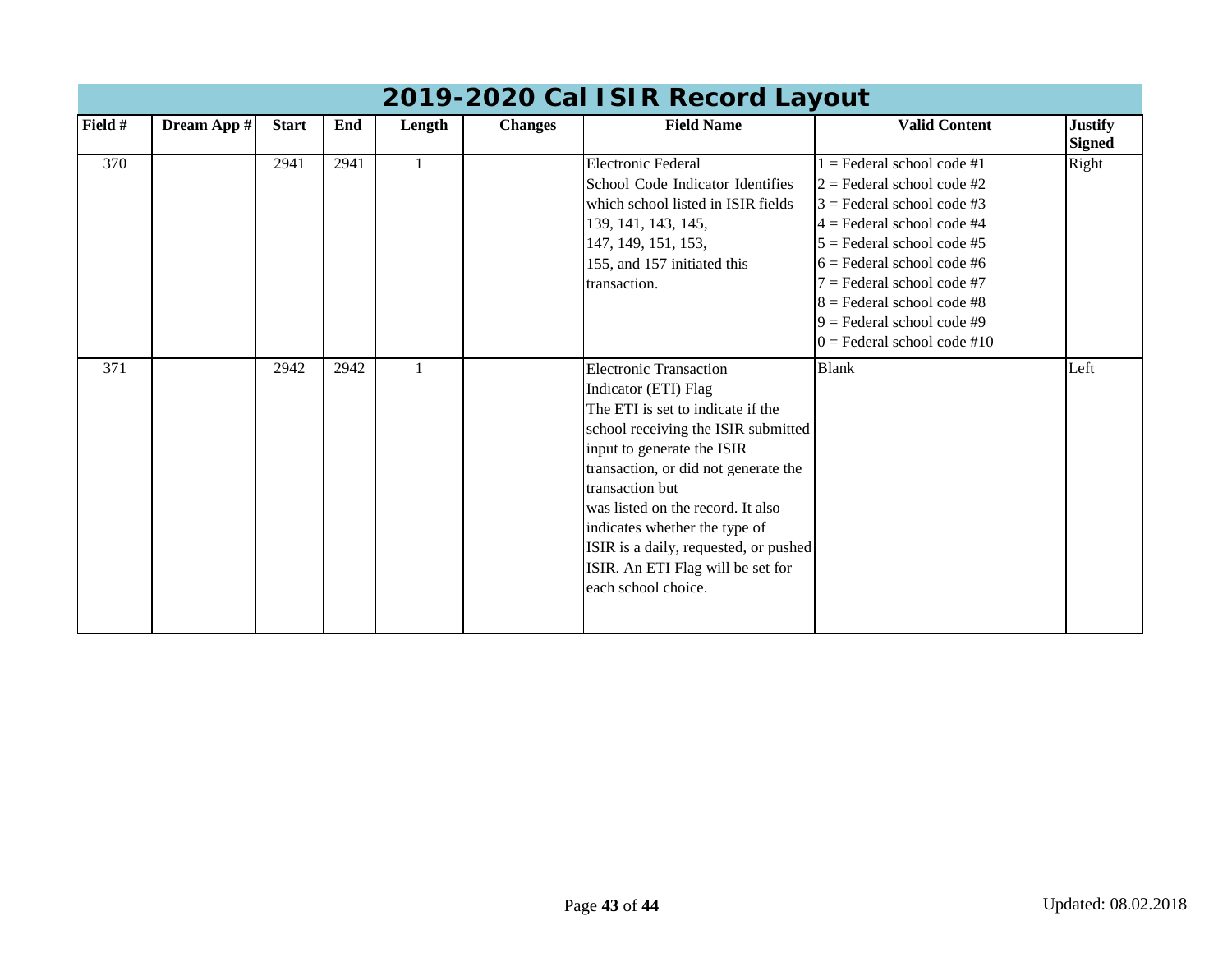# 2019-2020 Cal ISIR Record Layout

| Field # | Dream App # | Start | End | Length | Changes | Field Name | Valid Content | Justify Signed |
|---|---|---|---|---|---|---|---|---|
| 370 | | 2941 | 2941 | 1 | | Electronic Federal School Code Indicator Identifies which school listed in ISIR fields 139, 141, 143, 145, 147, 149, 151, 153, 155, and 157 initiated this transaction. | 1 = Federal school code #1<br>2 = Federal school code #2<br>3 = Federal school code #3<br>4 = Federal school code #4<br>5 = Federal school code #5<br>6 = Federal school code #6<br>7 = Federal school code #7<br>8 = Federal school code #8<br>9 = Federal school code #9<br>0 = Federal school code #10 | Right |
| 371 | | 2942 | 2942 | 1 | | Electronic Transaction Indicator (ETI) Flag<br>The ETI is set to indicate if the school receiving the ISIR submitted input to generate the ISIR transaction, or did not generate the transaction but was listed on the record. It also indicates whether the type of ISIR is a daily, requested, or pushed ISIR. An ETI Flag will be set for each school choice. | Blank | Left |

Updated: 08.02.2018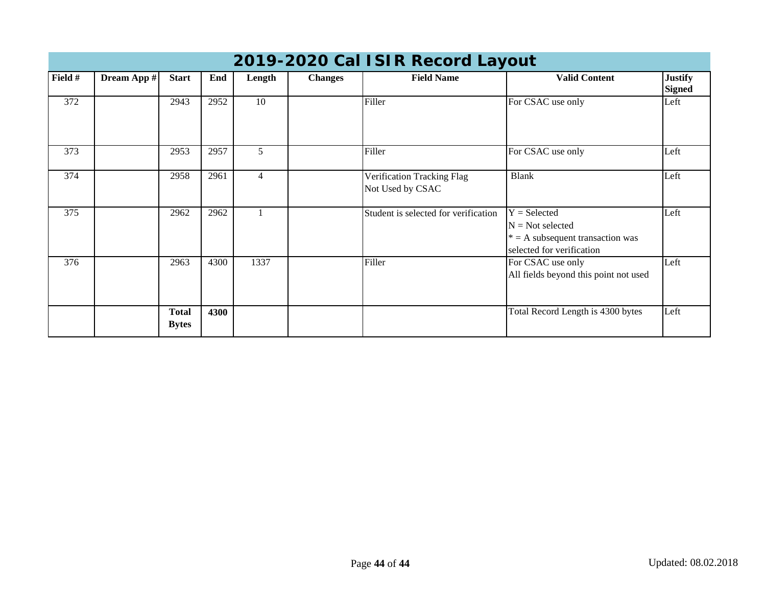# 2019-2020 Cal ISIR Record Layout

| Field # | Dream App # | Start | End | Length | Changes | Field Name | Valid Content | Justify Signed |
|---|---|---|---|---|---|---|---|---|
| 372 | | 2943 | 2952 | 10 | | Filler | For CSAC use only | Left |
| 373 | | 2953 | 2957 | 5 | | Filler | For CSAC use only | Left |
| 374 | | 2958 | 2961 | 4 | | Verification Tracking Flag<br>Not Used by CSAC | Blank | Left |
| 375 | | 2962 | 2962 | 1 | | Student is selected for verification | Y = Selected<br>N = Not selected<br>* = A subsequent transaction was selected for verification | Left |
| 376 | | 2963 | 4300 | 1337 | | Filler | For CSAC use only<br>All fields beyond this point not used | Left |
| | | **Total Bytes** | **4300** | | | | Total Record Length is 4300 bytes | Left |

Updated: 08.02.2018